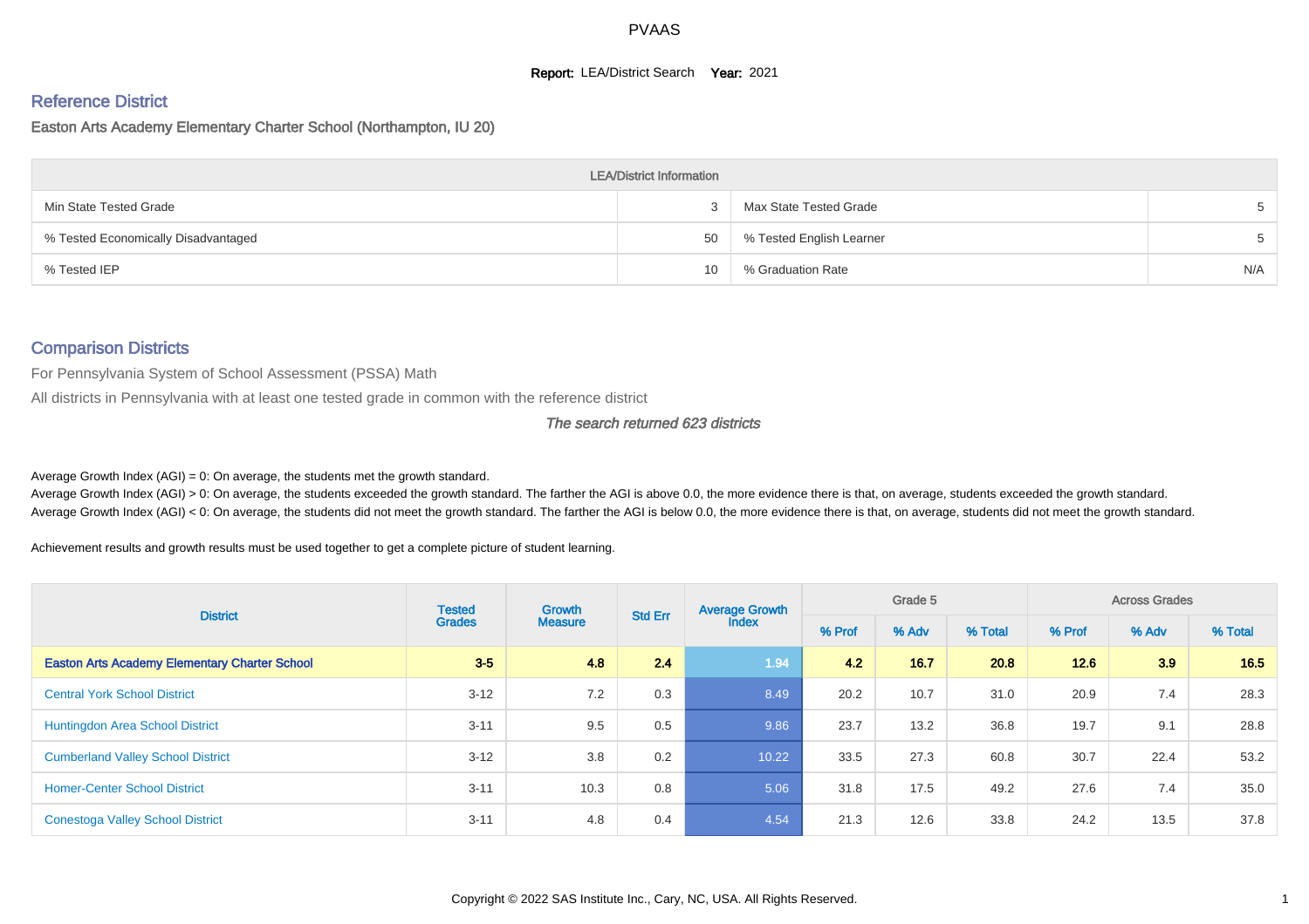# PVAAS

**Report:** LEA/District Search **Year:** 2021

## Reference District

Easton Arts Academy Elementary Charter School (Northampton, IU 20)

| LEA/District Information | | | |
|---|---|---|---|
| Min State Tested Grade | 3 | Max State Tested Grade | 5 |
| % Tested Economically Disadvantaged | 50 | % Tested English Learner | 5 |
| % Tested IEP | 10 | % Graduation Rate | N/A |

## Comparison Districts

For Pennsylvania System of School Assessment (PSSA) Math

All districts in Pennsylvania with at least one tested grade in common with the reference district

*The search returned 623 districts*

Average Growth Index (AGI) = 0: On average, the students met the growth standard.

Average Growth Index (AGI) > 0: On average, the students exceeded the growth standard. The farther the AGI is above 0.0, the more evidence there is that, on average, students exceeded the growth standard.

Average Growth Index (AGI) < 0: On average, the students did not meet the growth standard. The farther the AGI is below 0.0, the more evidence there is that, on average, students did not meet the growth standard.

Achievement results and growth results must be used together to get a complete picture of student learning.

| District | Tested Grades | Growth Measure | Std Err | Average Growth Index | Grade 5 | | | Across Grades | | |
|---|---|---|---|---|---|---|---|---|---|---|
| | | | | | % Prof | % Adv | % Total | % Prof | % Adv | % Total |
| **Easton Arts Academy Elementary Charter School** | **3-5** | **4.8** | **2.4** | 1.94 | **4.2** | **16.7** | **20.8** | **12.6** | **3.9** | **16.5** |
| Central York School District | 3-12 | 7.2 | 0.3 | 8.49 | 20.2 | 10.7 | 31.0 | 20.9 | 7.4 | 28.3 |
| Huntingdon Area School District | 3-11 | 9.5 | 0.5 | 9.86 | 23.7 | 13.2 | 36.8 | 19.7 | 9.1 | 28.8 |
| Cumberland Valley School District | 3-12 | 3.8 | 0.2 | 10.22 | 33.5 | 27.3 | 60.8 | 30.7 | 22.4 | 53.2 |
| Homer-Center School District | 3-11 | 10.3 | 0.8 | 5.06 | 31.8 | 17.5 | 49.2 | 27.6 | 7.4 | 35.0 |
| Conestoga Valley School District | 3-11 | 4.8 | 0.4 | 4.54 | 21.3 | 12.6 | 33.8 | 24.2 | 13.5 | 37.8 |

Copyright © 2022 SAS Institute Inc., Cary, NC, USA. All Rights Reserved.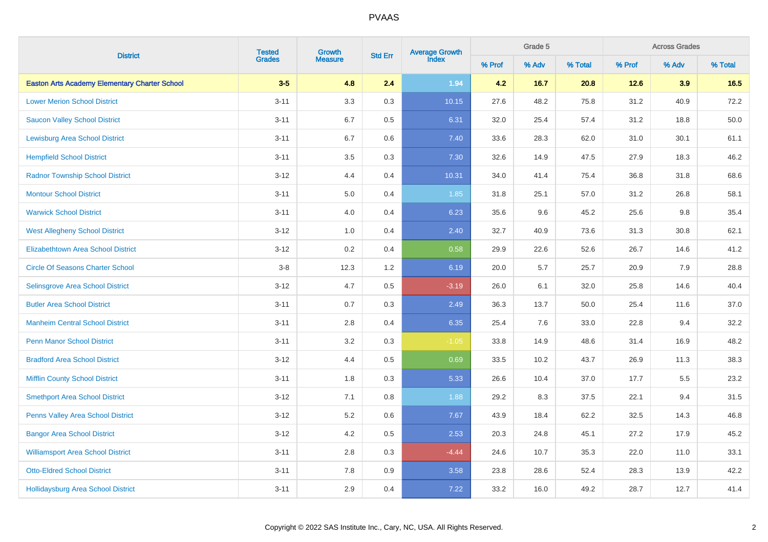| District | Tested Grades | Growth Measure | Std Err | Average Growth Index | Grade 5 | | | Across Grades | | |
|---|---|---|---|---|---|---|---|---|---|---|
| | | | | | % Prof | % Adv | % Total | % Prof | % Adv | % Total |
| **Easton Arts Academy Elementary Charter School** | **3-5** | **4.8** | **2.4** | **1.94** | **4.2** | **16.7** | **20.8** | **12.6** | **3.9** | **16.5** |
| Lower Merion School District | 3-11 | 3.3 | 0.3 | 10.15 | 27.6 | 48.2 | 75.8 | 31.2 | 40.9 | 72.2 |
| Saucon Valley School District | 3-11 | 6.7 | 0.5 | 6.31 | 32.0 | 25.4 | 57.4 | 31.2 | 18.8 | 50.0 |
| Lewisburg Area School District | 3-11 | 6.7 | 0.6 | 7.40 | 33.6 | 28.3 | 62.0 | 31.0 | 30.1 | 61.1 |
| Hempfield School District | 3-11 | 3.5 | 0.3 | 7.30 | 32.6 | 14.9 | 47.5 | 27.9 | 18.3 | 46.2 |
| Radnor Township School District | 3-12 | 4.4 | 0.4 | 10.31 | 34.0 | 41.4 | 75.4 | 36.8 | 31.8 | 68.6 |
| Montour School District | 3-11 | 5.0 | 0.4 | 1.85 | 31.8 | 25.1 | 57.0 | 31.2 | 26.8 | 58.1 |
| Warwick School District | 3-11 | 4.0 | 0.4 | 6.23 | 35.6 | 9.6 | 45.2 | 25.6 | 9.8 | 35.4 |
| West Allegheny School District | 3-12 | 1.0 | 0.4 | 2.40 | 32.7 | 40.9 | 73.6 | 31.3 | 30.8 | 62.1 |
| Elizabethtown Area School District | 3-12 | 0.2 | 0.4 | 0.58 | 29.9 | 22.6 | 52.6 | 26.7 | 14.6 | 41.2 |
| Circle Of Seasons Charter School | 3-8 | 12.3 | 1.2 | 6.19 | 20.0 | 5.7 | 25.7 | 20.9 | 7.9 | 28.8 |
| Selinsgrove Area School District | 3-12 | 4.7 | 0.5 | -3.19 | 26.0 | 6.1 | 32.0 | 25.8 | 14.6 | 40.4 |
| Butler Area School District | 3-11 | 0.7 | 0.3 | 2.49 | 36.3 | 13.7 | 50.0 | 25.4 | 11.6 | 37.0 |
| Manheim Central School District | 3-11 | 2.8 | 0.4 | 6.35 | 25.4 | 7.6 | 33.0 | 22.8 | 9.4 | 32.2 |
| Penn Manor School District | 3-11 | 3.2 | 0.3 | -1.05 | 33.8 | 14.9 | 48.6 | 31.4 | 16.9 | 48.2 |
| Bradford Area School District | 3-12 | 4.4 | 0.5 | 0.69 | 33.5 | 10.2 | 43.7 | 26.9 | 11.3 | 38.3 |
| Mifflin County School District | 3-11 | 1.8 | 0.3 | 5.33 | 26.6 | 10.4 | 37.0 | 17.7 | 5.5 | 23.2 |
| Smethport Area School District | 3-12 | 7.1 | 0.8 | 1.88 | 29.2 | 8.3 | 37.5 | 22.1 | 9.4 | 31.5 |
| Penns Valley Area School District | 3-12 | 5.2 | 0.6 | 7.67 | 43.9 | 18.4 | 62.2 | 32.5 | 14.3 | 46.8 |
| Bangor Area School District | 3-12 | 4.2 | 0.5 | 2.53 | 20.3 | 24.8 | 45.1 | 27.2 | 17.9 | 45.2 |
| Williamsport Area School District | 3-11 | 2.8 | 0.3 | -4.44 | 24.6 | 10.7 | 35.3 | 22.0 | 11.0 | 33.1 |
| Otto-Eldred School District | 3-11 | 7.8 | 0.9 | 3.58 | 23.8 | 28.6 | 52.4 | 28.3 | 13.9 | 42.2 |
| Hollidaysburg Area School District | 3-11 | 2.9 | 0.4 | 7.22 | 33.2 | 16.0 | 49.2 | 28.7 | 12.7 | 41.4 |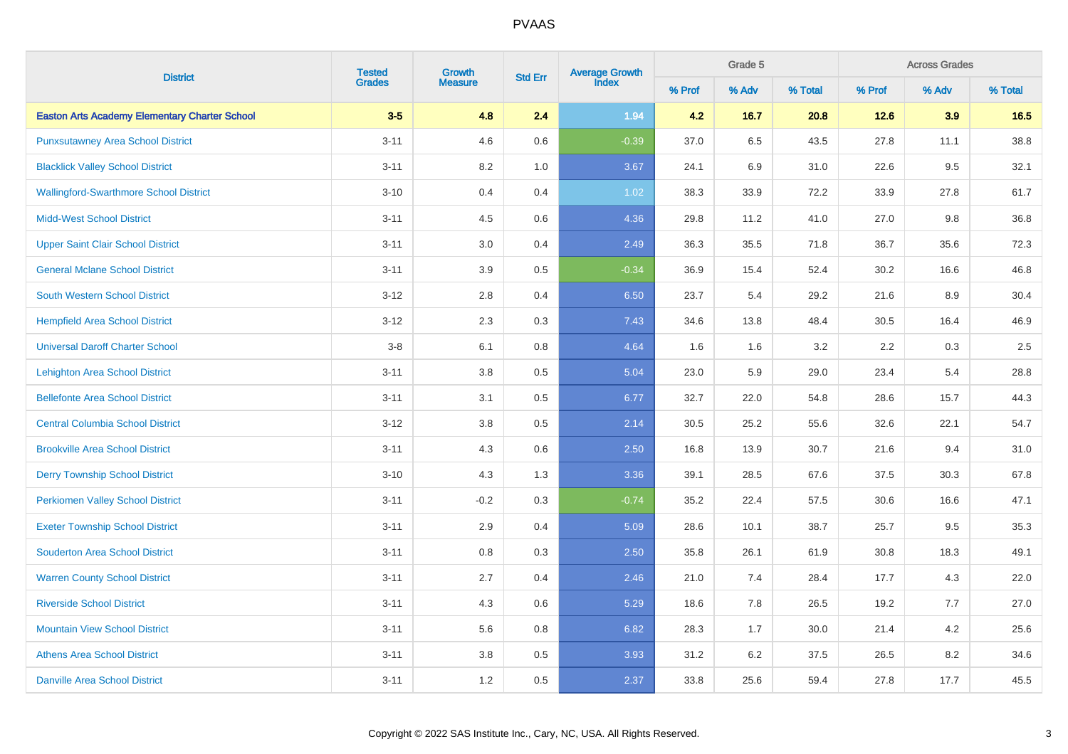# PVAAS

| District | Tested Grades | Growth Measure | Std Err | Average Growth Index | Grade 5 | | | Across Grades | | |
|---|---|---|---|---|---|---|---|---|---|---|
| | | | | | % Prof | % Adv | % Total | % Prof | % Adv | % Total |
| **Easton Arts Academy Elementary Charter School** | **3-5** | **4.8** | **2.4** | **1.94** | **4.2** | **16.7** | **20.8** | **12.6** | **3.9** | **16.5** |
| Punxsutawney Area School District | 3-11 | 4.6 | 0.6 | -0.39 | 37.0 | 6.5 | 43.5 | 27.8 | 11.1 | 38.8 |
| Blacklick Valley School District | 3-11 | 8.2 | 1.0 | 3.67 | 24.1 | 6.9 | 31.0 | 22.6 | 9.5 | 32.1 |
| Wallingford-Swarthmore School District | 3-10 | 0.4 | 0.4 | 1.02 | 38.3 | 33.9 | 72.2 | 33.9 | 27.8 | 61.7 |
| Midd-West School District | 3-11 | 4.5 | 0.6 | 4.36 | 29.8 | 11.2 | 41.0 | 27.0 | 9.8 | 36.8 |
| Upper Saint Clair School District | 3-11 | 3.0 | 0.4 | 2.49 | 36.3 | 35.5 | 71.8 | 36.7 | 35.6 | 72.3 |
| General Mclane School District | 3-11 | 3.9 | 0.5 | -0.34 | 36.9 | 15.4 | 52.4 | 30.2 | 16.6 | 46.8 |
| South Western School District | 3-12 | 2.8 | 0.4 | 6.50 | 23.7 | 5.4 | 29.2 | 21.6 | 8.9 | 30.4 |
| Hempfield Area School District | 3-12 | 2.3 | 0.3 | 7.43 | 34.6 | 13.8 | 48.4 | 30.5 | 16.4 | 46.9 |
| Universal Daroff Charter School | 3-8 | 6.1 | 0.8 | 4.64 | 1.6 | 1.6 | 3.2 | 2.2 | 0.3 | 2.5 |
| Lehighton Area School District | 3-11 | 3.8 | 0.5 | 5.04 | 23.0 | 5.9 | 29.0 | 23.4 | 5.4 | 28.8 |
| Bellefonte Area School District | 3-11 | 3.1 | 0.5 | 6.77 | 32.7 | 22.0 | 54.8 | 28.6 | 15.7 | 44.3 |
| Central Columbia School District | 3-12 | 3.8 | 0.5 | 2.14 | 30.5 | 25.2 | 55.6 | 32.6 | 22.1 | 54.7 |
| Brookville Area School District | 3-11 | 4.3 | 0.6 | 2.50 | 16.8 | 13.9 | 30.7 | 21.6 | 9.4 | 31.0 |
| Derry Township School District | 3-10 | 4.3 | 1.3 | 3.36 | 39.1 | 28.5 | 67.6 | 37.5 | 30.3 | 67.8 |
| Perkiomen Valley School District | 3-11 | -0.2 | 0.3 | -0.74 | 35.2 | 22.4 | 57.5 | 30.6 | 16.6 | 47.1 |
| Exeter Township School District | 3-11 | 2.9 | 0.4 | 5.09 | 28.6 | 10.1 | 38.7 | 25.7 | 9.5 | 35.3 |
| Souderton Area School District | 3-11 | 0.8 | 0.3 | 2.50 | 35.8 | 26.1 | 61.9 | 30.8 | 18.3 | 49.1 |
| Warren County School District | 3-11 | 2.7 | 0.4 | 2.46 | 21.0 | 7.4 | 28.4 | 17.7 | 4.3 | 22.0 |
| Riverside School District | 3-11 | 4.3 | 0.6 | 5.29 | 18.6 | 7.8 | 26.5 | 19.2 | 7.7 | 27.0 |
| Mountain View School District | 3-11 | 5.6 | 0.8 | 6.82 | 28.3 | 1.7 | 30.0 | 21.4 | 4.2 | 25.6 |
| Athens Area School District | 3-11 | 3.8 | 0.5 | 3.93 | 31.2 | 6.2 | 37.5 | 26.5 | 8.2 | 34.6 |
| Danville Area School District | 3-11 | 1.2 | 0.5 | 2.37 | 33.8 | 25.6 | 59.4 | 27.8 | 17.7 | 45.5 |

Copyright © 2022 SAS Institute Inc., Cary, NC, USA. All Rights Reserved.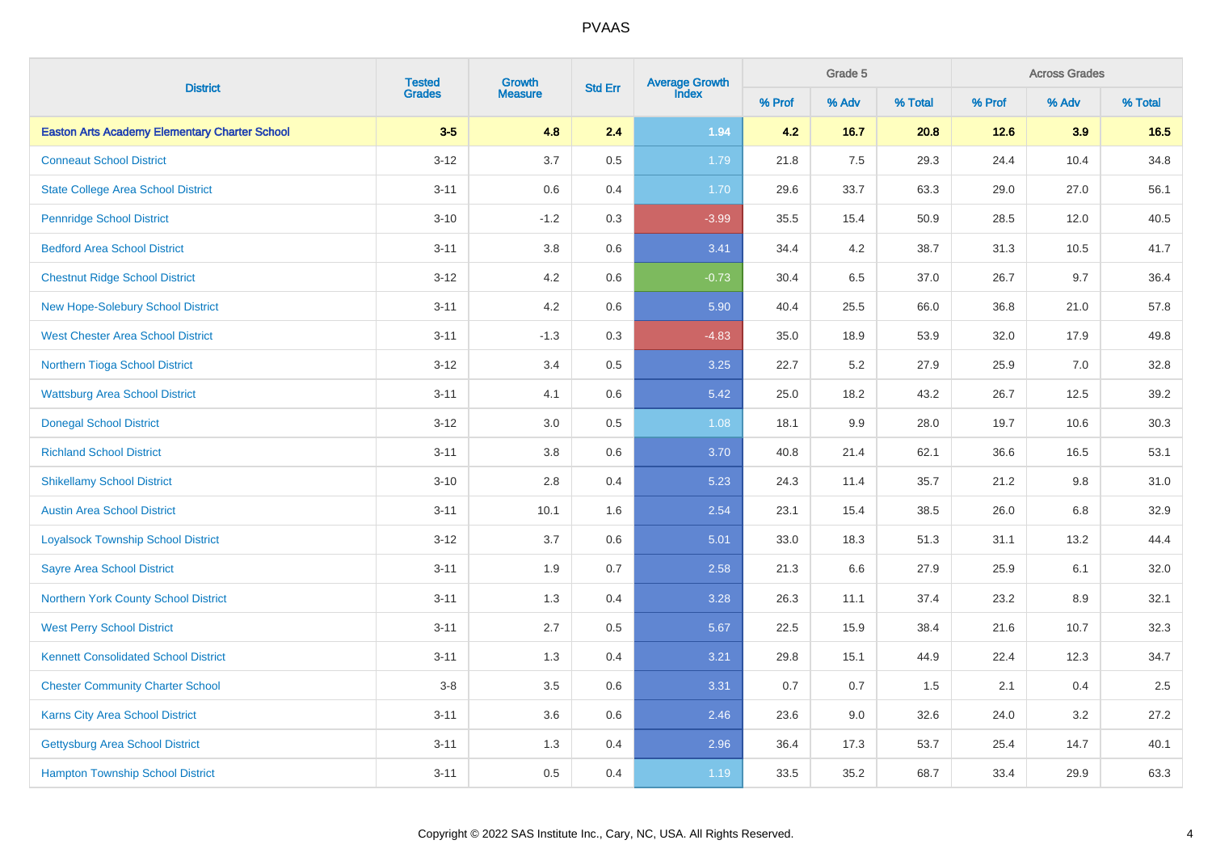# PVAAS

| District | Tested Grades | Growth Measure | Std Err | Average Growth Index | Grade 5 | | | Across Grades | | |
|---|---|---|---|---|---|---|---|---|---|---|
| | | | | | % Prof | % Adv | % Total | % Prof | % Adv | % Total |
| **Easton Arts Academy Elementary Charter School** | **3-5** | **4.8** | **2.4** | **1.94** | **4.2** | **16.7** | **20.8** | **12.6** | **3.9** | **16.5** |
| Conneaut School District | 3-12 | 3.7 | 0.5 | 1.79 | 21.8 | 7.5 | 29.3 | 24.4 | 10.4 | 34.8 |
| State College Area School District | 3-11 | 0.6 | 0.4 | 1.70 | 29.6 | 33.7 | 63.3 | 29.0 | 27.0 | 56.1 |
| Pennridge School District | 3-10 | -1.2 | 0.3 | -3.99 | 35.5 | 15.4 | 50.9 | 28.5 | 12.0 | 40.5 |
| Bedford Area School District | 3-11 | 3.8 | 0.6 | 3.41 | 34.4 | 4.2 | 38.7 | 31.3 | 10.5 | 41.7 |
| Chestnut Ridge School District | 3-12 | 4.2 | 0.6 | -0.73 | 30.4 | 6.5 | 37.0 | 26.7 | 9.7 | 36.4 |
| New Hope-Solebury School District | 3-11 | 4.2 | 0.6 | 5.90 | 40.4 | 25.5 | 66.0 | 36.8 | 21.0 | 57.8 |
| West Chester Area School District | 3-11 | -1.3 | 0.3 | -4.83 | 35.0 | 18.9 | 53.9 | 32.0 | 17.9 | 49.8 |
| Northern Tioga School District | 3-12 | 3.4 | 0.5 | 3.25 | 22.7 | 5.2 | 27.9 | 25.9 | 7.0 | 32.8 |
| Wattsburg Area School District | 3-11 | 4.1 | 0.6 | 5.42 | 25.0 | 18.2 | 43.2 | 26.7 | 12.5 | 39.2 |
| Donegal School District | 3-12 | 3.0 | 0.5 | 1.08 | 18.1 | 9.9 | 28.0 | 19.7 | 10.6 | 30.3 |
| Richland School District | 3-11 | 3.8 | 0.6 | 3.70 | 40.8 | 21.4 | 62.1 | 36.6 | 16.5 | 53.1 |
| Shikellamy School District | 3-10 | 2.8 | 0.4 | 5.23 | 24.3 | 11.4 | 35.7 | 21.2 | 9.8 | 31.0 |
| Austin Area School District | 3-11 | 10.1 | 1.6 | 2.54 | 23.1 | 15.4 | 38.5 | 26.0 | 6.8 | 32.9 |
| Loyalsock Township School District | 3-12 | 3.7 | 0.6 | 5.01 | 33.0 | 18.3 | 51.3 | 31.1 | 13.2 | 44.4 |
| Sayre Area School District | 3-11 | 1.9 | 0.7 | 2.58 | 21.3 | 6.6 | 27.9 | 25.9 | 6.1 | 32.0 |
| Northern York County School District | 3-11 | 1.3 | 0.4 | 3.28 | 26.3 | 11.1 | 37.4 | 23.2 | 8.9 | 32.1 |
| West Perry School District | 3-11 | 2.7 | 0.5 | 5.67 | 22.5 | 15.9 | 38.4 | 21.6 | 10.7 | 32.3 |
| Kennett Consolidated School District | 3-11 | 1.3 | 0.4 | 3.21 | 29.8 | 15.1 | 44.9 | 22.4 | 12.3 | 34.7 |
| Chester Community Charter School | 3-8 | 3.5 | 0.6 | 3.31 | 0.7 | 0.7 | 1.5 | 2.1 | 0.4 | 2.5 |
| Karns City Area School District | 3-11 | 3.6 | 0.6 | 2.46 | 23.6 | 9.0 | 32.6 | 24.0 | 3.2 | 27.2 |
| Gettysburg Area School District | 3-11 | 1.3 | 0.4 | 2.96 | 36.4 | 17.3 | 53.7 | 25.4 | 14.7 | 40.1 |
| Hampton Township School District | 3-11 | 0.5 | 0.4 | 1.19 | 33.5 | 35.2 | 68.7 | 33.4 | 29.9 | 63.3 |

Copyright © 2022 SAS Institute Inc., Cary, NC, USA. All Rights Reserved.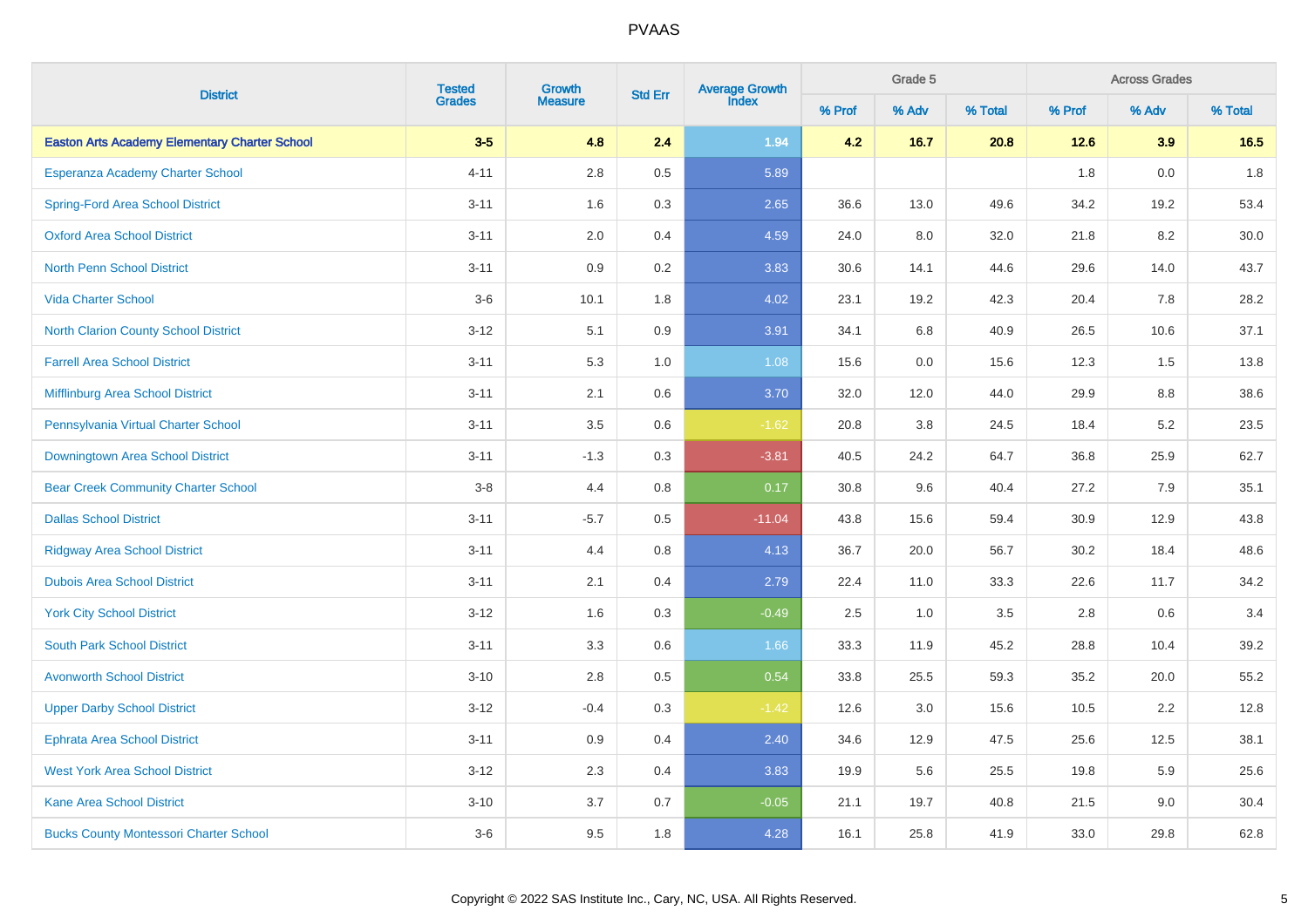# PVAAS

| District | Tested Grades | Growth Measure | Std Err | Average Growth Index | Grade 5 | | | Across Grades | | |
|---|---|---|---|---|---|---|---|---|---|---|
| | | | | | % Prof | % Adv | % Total | % Prof | % Adv | % Total |
| **Easton Arts Academy Elementary Charter School** | **3-5** | **4.8** | **2.4** | **1.94** | **4.2** | **16.7** | **20.8** | **12.6** | **3.9** | **16.5** |
| Esperanza Academy Charter School | 4-11 | 2.8 | 0.5 | 5.89 | | | | 1.8 | 0.0 | 1.8 |
| Spring-Ford Area School District | 3-11 | 1.6 | 0.3 | 2.65 | 36.6 | 13.0 | 49.6 | 34.2 | 19.2 | 53.4 |
| Oxford Area School District | 3-11 | 2.0 | 0.4 | 4.59 | 24.0 | 8.0 | 32.0 | 21.8 | 8.2 | 30.0 |
| North Penn School District | 3-11 | 0.9 | 0.2 | 3.83 | 30.6 | 14.1 | 44.6 | 29.6 | 14.0 | 43.7 |
| Vida Charter School | 3-6 | 10.1 | 1.8 | 4.02 | 23.1 | 19.2 | 42.3 | 20.4 | 7.8 | 28.2 |
| North Clarion County School District | 3-12 | 5.1 | 0.9 | 3.91 | 34.1 | 6.8 | 40.9 | 26.5 | 10.6 | 37.1 |
| Farrell Area School District | 3-11 | 5.3 | 1.0 | 1.08 | 15.6 | 0.0 | 15.6 | 12.3 | 1.5 | 13.8 |
| Mifflinburg Area School District | 3-11 | 2.1 | 0.6 | 3.70 | 32.0 | 12.0 | 44.0 | 29.9 | 8.8 | 38.6 |
| Pennsylvania Virtual Charter School | 3-11 | 3.5 | 0.6 | -1.62 | 20.8 | 3.8 | 24.5 | 18.4 | 5.2 | 23.5 |
| Downingtown Area School District | 3-11 | -1.3 | 0.3 | -3.81 | 40.5 | 24.2 | 64.7 | 36.8 | 25.9 | 62.7 |
| Bear Creek Community Charter School | 3-8 | 4.4 | 0.8 | 0.17 | 30.8 | 9.6 | 40.4 | 27.2 | 7.9 | 35.1 |
| Dallas School District | 3-11 | -5.7 | 0.5 | -11.04 | 43.8 | 15.6 | 59.4 | 30.9 | 12.9 | 43.8 |
| Ridgway Area School District | 3-11 | 4.4 | 0.8 | 4.13 | 36.7 | 20.0 | 56.7 | 30.2 | 18.4 | 48.6 |
| Dubois Area School District | 3-11 | 2.1 | 0.4 | 2.79 | 22.4 | 11.0 | 33.3 | 22.6 | 11.7 | 34.2 |
| York City School District | 3-12 | 1.6 | 0.3 | -0.49 | 2.5 | 1.0 | 3.5 | 2.8 | 0.6 | 3.4 |
| South Park School District | 3-11 | 3.3 | 0.6 | 1.66 | 33.3 | 11.9 | 45.2 | 28.8 | 10.4 | 39.2 |
| Avonworth School District | 3-10 | 2.8 | 0.5 | 0.54 | 33.8 | 25.5 | 59.3 | 35.2 | 20.0 | 55.2 |
| Upper Darby School District | 3-12 | -0.4 | 0.3 | -1.42 | 12.6 | 3.0 | 15.6 | 10.5 | 2.2 | 12.8 |
| Ephrata Area School District | 3-11 | 0.9 | 0.4 | 2.40 | 34.6 | 12.9 | 47.5 | 25.6 | 12.5 | 38.1 |
| West York Area School District | 3-12 | 2.3 | 0.4 | 3.83 | 19.9 | 5.6 | 25.5 | 19.8 | 5.9 | 25.6 |
| Kane Area School District | 3-10 | 3.7 | 0.7 | -0.05 | 21.1 | 19.7 | 40.8 | 21.5 | 9.0 | 30.4 |
| Bucks County Montessori Charter School | 3-6 | 9.5 | 1.8 | 4.28 | 16.1 | 25.8 | 41.9 | 33.0 | 29.8 | 62.8 |

Copyright © 2022 SAS Institute Inc., Cary, NC, USA. All Rights Reserved.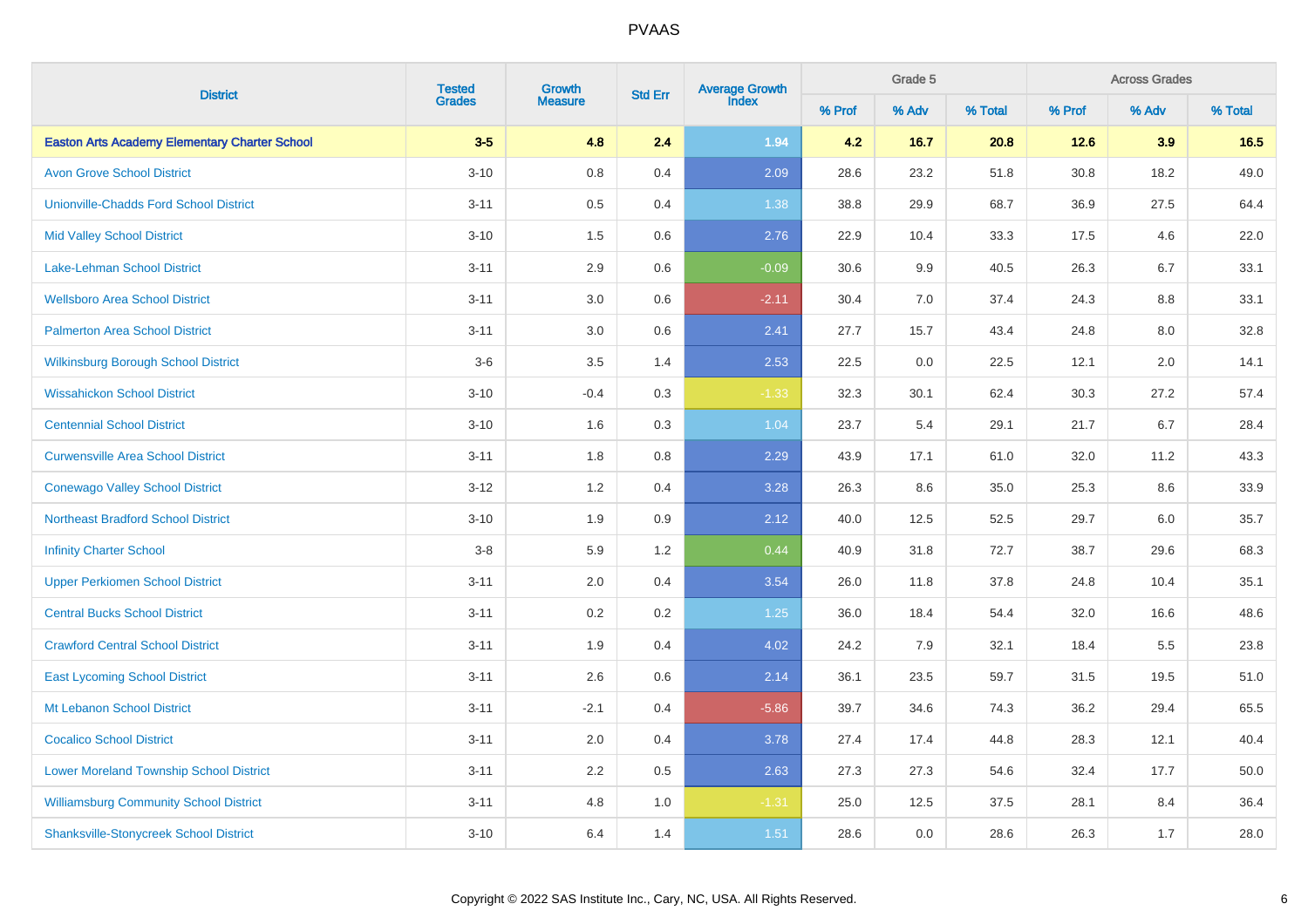# PVAAS

| District | Tested Grades | Growth Measure | Std Err | Average Growth Index | Grade 5 | | | Across Grades | | |
|---|---|---|---|---|---|---|---|---|---|---|
| | | | | | % Prof | % Adv | % Total | % Prof | % Adv | % Total |
| **Easton Arts Academy Elementary Charter School** | **3-5** | **4.8** | **2.4** | **1.94** | **4.2** | **16.7** | **20.8** | **12.6** | **3.9** | **16.5** |
| Avon Grove School District | 3-10 | 0.8 | 0.4 | 2.09 | 28.6 | 23.2 | 51.8 | 30.8 | 18.2 | 49.0 |
| Unionville-Chadds Ford School District | 3-11 | 0.5 | 0.4 | 1.38 | 38.8 | 29.9 | 68.7 | 36.9 | 27.5 | 64.4 |
| Mid Valley School District | 3-10 | 1.5 | 0.6 | 2.76 | 22.9 | 10.4 | 33.3 | 17.5 | 4.6 | 22.0 |
| Lake-Lehman School District | 3-11 | 2.9 | 0.6 | -0.09 | 30.6 | 9.9 | 40.5 | 26.3 | 6.7 | 33.1 |
| Wellsboro Area School District | 3-11 | 3.0 | 0.6 | -2.11 | 30.4 | 7.0 | 37.4 | 24.3 | 8.8 | 33.1 |
| Palmerton Area School District | 3-11 | 3.0 | 0.6 | 2.41 | 27.7 | 15.7 | 43.4 | 24.8 | 8.0 | 32.8 |
| Wilkinsburg Borough School District | 3-6 | 3.5 | 1.4 | 2.53 | 22.5 | 0.0 | 22.5 | 12.1 | 2.0 | 14.1 |
| Wissahickon School District | 3-10 | -0.4 | 0.3 | -1.33 | 32.3 | 30.1 | 62.4 | 30.3 | 27.2 | 57.4 |
| Centennial School District | 3-10 | 1.6 | 0.3 | 1.04 | 23.7 | 5.4 | 29.1 | 21.7 | 6.7 | 28.4 |
| Curwensville Area School District | 3-11 | 1.8 | 0.8 | 2.29 | 43.9 | 17.1 | 61.0 | 32.0 | 11.2 | 43.3 |
| Conewago Valley School District | 3-12 | 1.2 | 0.4 | 3.28 | 26.3 | 8.6 | 35.0 | 25.3 | 8.6 | 33.9 |
| Northeast Bradford School District | 3-10 | 1.9 | 0.9 | 2.12 | 40.0 | 12.5 | 52.5 | 29.7 | 6.0 | 35.7 |
| Infinity Charter School | 3-8 | 5.9 | 1.2 | 0.44 | 40.9 | 31.8 | 72.7 | 38.7 | 29.6 | 68.3 |
| Upper Perkiomen School District | 3-11 | 2.0 | 0.4 | 3.54 | 26.0 | 11.8 | 37.8 | 24.8 | 10.4 | 35.1 |
| Central Bucks School District | 3-11 | 0.2 | 0.2 | 1.25 | 36.0 | 18.4 | 54.4 | 32.0 | 16.6 | 48.6 |
| Crawford Central School District | 3-11 | 1.9 | 0.4 | 4.02 | 24.2 | 7.9 | 32.1 | 18.4 | 5.5 | 23.8 |
| East Lycoming School District | 3-11 | 2.6 | 0.6 | 2.14 | 36.1 | 23.5 | 59.7 | 31.5 | 19.5 | 51.0 |
| Mt Lebanon School District | 3-11 | -2.1 | 0.4 | -5.86 | 39.7 | 34.6 | 74.3 | 36.2 | 29.4 | 65.5 |
| Cocalico School District | 3-11 | 2.0 | 0.4 | 3.78 | 27.4 | 17.4 | 44.8 | 28.3 | 12.1 | 40.4 |
| Lower Moreland Township School District | 3-11 | 2.2 | 0.5 | 2.63 | 27.3 | 27.3 | 54.6 | 32.4 | 17.7 | 50.0 |
| Williamsburg Community School District | 3-11 | 4.8 | 1.0 | -1.31 | 25.0 | 12.5 | 37.5 | 28.1 | 8.4 | 36.4 |
| Shanksville-Stonycreek School District | 3-10 | 6.4 | 1.4 | 1.51 | 28.6 | 0.0 | 28.6 | 26.3 | 1.7 | 28.0 |

Copyright © 2022 SAS Institute Inc., Cary, NC, USA. All Rights Reserved.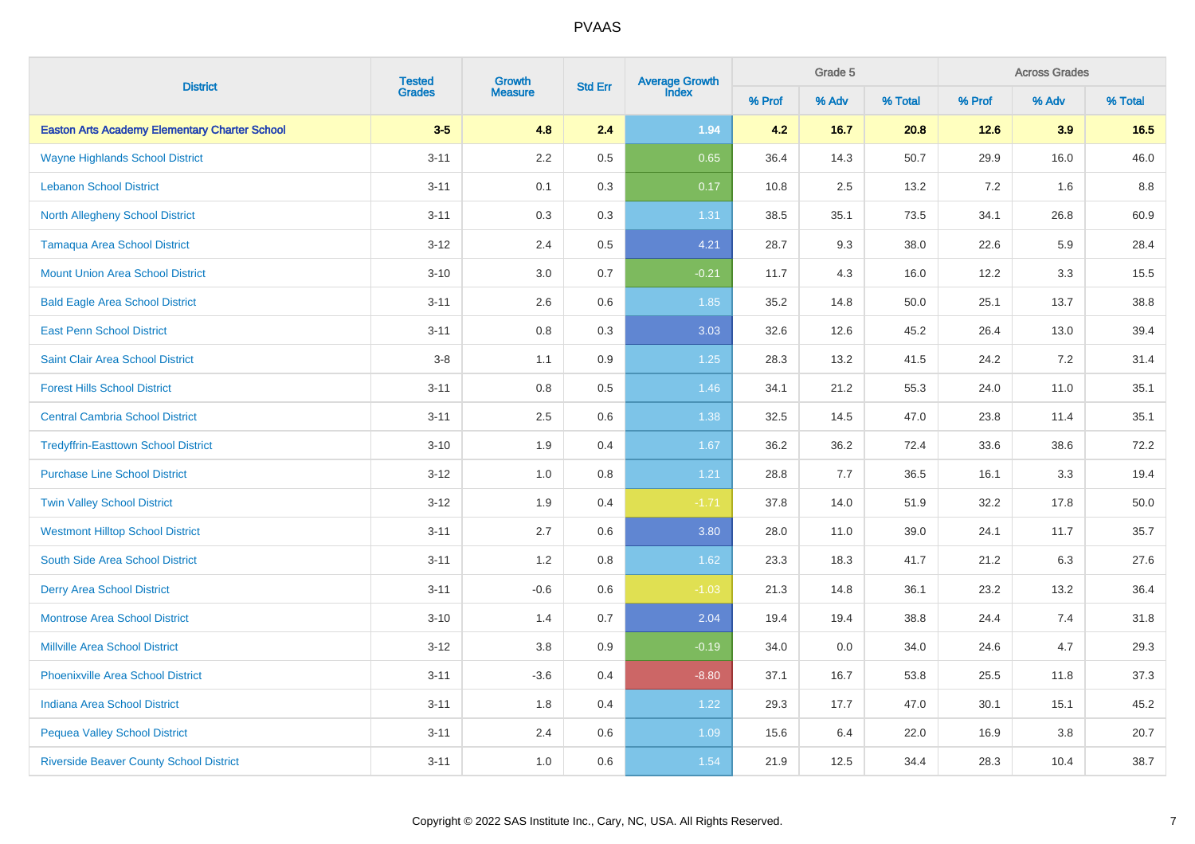# PVAAS

| District | Tested Grades | Growth Measure | Std Err | Average Growth Index | Grade 5 | | | Across Grades | | |
|---|---|---|---|---|---|---|---|---|---|---|
| | | | | | % Prof | % Adv | % Total | % Prof | % Adv | % Total |
| **Easton Arts Academy Elementary Charter School** | **3-5** | **4.8** | **2.4** | **1.94** | **4.2** | **16.7** | **20.8** | **12.6** | **3.9** | **16.5** |
| Wayne Highlands School District | 3-11 | 2.2 | 0.5 | 0.65 | 36.4 | 14.3 | 50.7 | 29.9 | 16.0 | 46.0 |
| Lebanon School District | 3-11 | 0.1 | 0.3 | 0.17 | 10.8 | 2.5 | 13.2 | 7.2 | 1.6 | 8.8 |
| North Allegheny School District | 3-11 | 0.3 | 0.3 | 1.31 | 38.5 | 35.1 | 73.5 | 34.1 | 26.8 | 60.9 |
| Tamaqua Area School District | 3-12 | 2.4 | 0.5 | 4.21 | 28.7 | 9.3 | 38.0 | 22.6 | 5.9 | 28.4 |
| Mount Union Area School District | 3-10 | 3.0 | 0.7 | -0.21 | 11.7 | 4.3 | 16.0 | 12.2 | 3.3 | 15.5 |
| Bald Eagle Area School District | 3-11 | 2.6 | 0.6 | 1.85 | 35.2 | 14.8 | 50.0 | 25.1 | 13.7 | 38.8 |
| East Penn School District | 3-11 | 0.8 | 0.3 | 3.03 | 32.6 | 12.6 | 45.2 | 26.4 | 13.0 | 39.4 |
| Saint Clair Area School District | 3-8 | 1.1 | 0.9 | 1.25 | 28.3 | 13.2 | 41.5 | 24.2 | 7.2 | 31.4 |
| Forest Hills School District | 3-11 | 0.8 | 0.5 | 1.46 | 34.1 | 21.2 | 55.3 | 24.0 | 11.0 | 35.1 |
| Central Cambria School District | 3-11 | 2.5 | 0.6 | 1.38 | 32.5 | 14.5 | 47.0 | 23.8 | 11.4 | 35.1 |
| Tredyffrin-Easttown School District | 3-10 | 1.9 | 0.4 | 1.67 | 36.2 | 36.2 | 72.4 | 33.6 | 38.6 | 72.2 |
| Purchase Line School District | 3-12 | 1.0 | 0.8 | 1.21 | 28.8 | 7.7 | 36.5 | 16.1 | 3.3 | 19.4 |
| Twin Valley School District | 3-12 | 1.9 | 0.4 | -1.71 | 37.8 | 14.0 | 51.9 | 32.2 | 17.8 | 50.0 |
| Westmont Hilltop School District | 3-11 | 2.7 | 0.6 | 3.80 | 28.0 | 11.0 | 39.0 | 24.1 | 11.7 | 35.7 |
| South Side Area School District | 3-11 | 1.2 | 0.8 | 1.62 | 23.3 | 18.3 | 41.7 | 21.2 | 6.3 | 27.6 |
| Derry Area School District | 3-11 | -0.6 | 0.6 | -1.03 | 21.3 | 14.8 | 36.1 | 23.2 | 13.2 | 36.4 |
| Montrose Area School District | 3-10 | 1.4 | 0.7 | 2.04 | 19.4 | 19.4 | 38.8 | 24.4 | 7.4 | 31.8 |
| Millville Area School District | 3-12 | 3.8 | 0.9 | -0.19 | 34.0 | 0.0 | 34.0 | 24.6 | 4.7 | 29.3 |
| Phoenixville Area School District | 3-11 | -3.6 | 0.4 | -8.80 | 37.1 | 16.7 | 53.8 | 25.5 | 11.8 | 37.3 |
| Indiana Area School District | 3-11 | 1.8 | 0.4 | 1.22 | 29.3 | 17.7 | 47.0 | 30.1 | 15.1 | 45.2 |
| Pequea Valley School District | 3-11 | 2.4 | 0.6 | 1.09 | 15.6 | 6.4 | 22.0 | 16.9 | 3.8 | 20.7 |
| Riverside Beaver County School District | 3-11 | 1.0 | 0.6 | 1.54 | 21.9 | 12.5 | 34.4 | 28.3 | 10.4 | 38.7 |

Copyright © 2022 SAS Institute Inc., Cary, NC, USA. All Rights Reserved.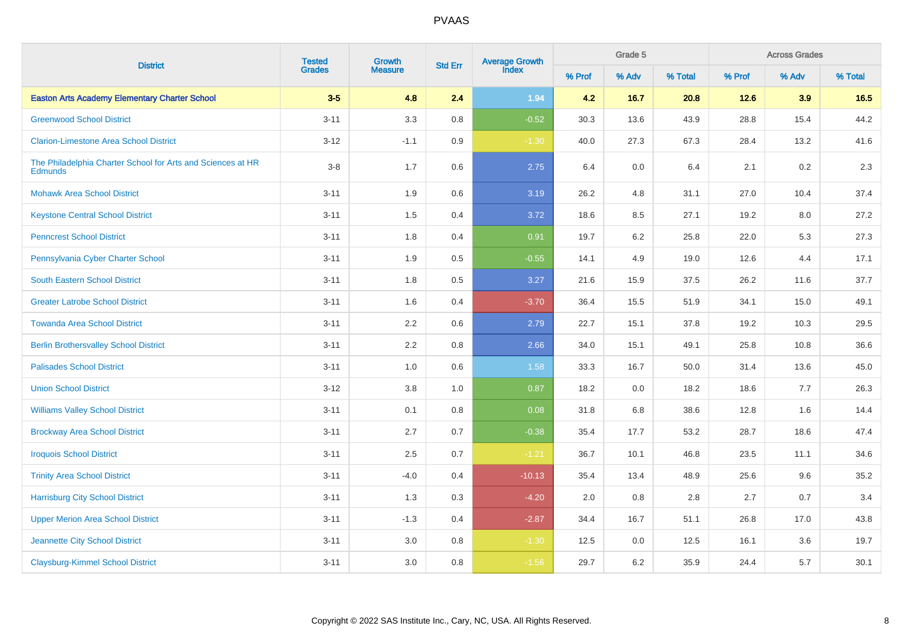# PVAAS

| District | Tested Grades | Growth Measure | Std Err | Average Growth Index | Grade 5 | | | Across Grades | | |
|---|---|---|---|---|---|---|---|---|---|---|
| | | | | | % Prof | % Adv | % Total | % Prof | % Adv | % Total |
| **Easton Arts Academy Elementary Charter School** | **3-5** | **4.8** | **2.4** | **1.94** | **4.2** | **16.7** | **20.8** | **12.6** | **3.9** | **16.5** |
| Greenwood School District | 3-11 | 3.3 | 0.8 | -0.52 | 30.3 | 13.6 | 43.9 | 28.8 | 15.4 | 44.2 |
| Clarion-Limestone Area School District | 3-12 | -1.1 | 0.9 | -1.30 | 40.0 | 27.3 | 67.3 | 28.4 | 13.2 | 41.6 |
| The Philadelphia Charter School for Arts and Sciences at HR Edmunds | 3-8 | 1.7 | 0.6 | 2.75 | 6.4 | 0.0 | 6.4 | 2.1 | 0.2 | 2.3 |
| Mohawk Area School District | 3-11 | 1.9 | 0.6 | 3.19 | 26.2 | 4.8 | 31.1 | 27.0 | 10.4 | 37.4 |
| Keystone Central School District | 3-11 | 1.5 | 0.4 | 3.72 | 18.6 | 8.5 | 27.1 | 19.2 | 8.0 | 27.2 |
| Penncrest School District | 3-11 | 1.8 | 0.4 | 0.91 | 19.7 | 6.2 | 25.8 | 22.0 | 5.3 | 27.3 |
| Pennsylvania Cyber Charter School | 3-11 | 1.9 | 0.5 | -0.55 | 14.1 | 4.9 | 19.0 | 12.6 | 4.4 | 17.1 |
| South Eastern School District | 3-11 | 1.8 | 0.5 | 3.27 | 21.6 | 15.9 | 37.5 | 26.2 | 11.6 | 37.7 |
| Greater Latrobe School District | 3-11 | 1.6 | 0.4 | -3.70 | 36.4 | 15.5 | 51.9 | 34.1 | 15.0 | 49.1 |
| Towanda Area School District | 3-11 | 2.2 | 0.6 | 2.79 | 22.7 | 15.1 | 37.8 | 19.2 | 10.3 | 29.5 |
| Berlin Brothersvalley School District | 3-11 | 2.2 | 0.8 | 2.66 | 34.0 | 15.1 | 49.1 | 25.8 | 10.8 | 36.6 |
| Palisades School District | 3-11 | 1.0 | 0.6 | 1.58 | 33.3 | 16.7 | 50.0 | 31.4 | 13.6 | 45.0 |
| Union School District | 3-12 | 3.8 | 1.0 | 0.87 | 18.2 | 0.0 | 18.2 | 18.6 | 7.7 | 26.3 |
| Williams Valley School District | 3-11 | 0.1 | 0.8 | 0.08 | 31.8 | 6.8 | 38.6 | 12.8 | 1.6 | 14.4 |
| Brockway Area School District | 3-11 | 2.7 | 0.7 | -0.38 | 35.4 | 17.7 | 53.2 | 28.7 | 18.6 | 47.4 |
| Iroquois School District | 3-11 | 2.5 | 0.7 | -1.21 | 36.7 | 10.1 | 46.8 | 23.5 | 11.1 | 34.6 |
| Trinity Area School District | 3-11 | -4.0 | 0.4 | -10.13 | 35.4 | 13.4 | 48.9 | 25.6 | 9.6 | 35.2 |
| Harrisburg City School District | 3-11 | 1.3 | 0.3 | -4.20 | 2.0 | 0.8 | 2.8 | 2.7 | 0.7 | 3.4 |
| Upper Merion Area School District | 3-11 | -1.3 | 0.4 | -2.87 | 34.4 | 16.7 | 51.1 | 26.8 | 17.0 | 43.8 |
| Jeannette City School District | 3-11 | 3.0 | 0.8 | -1.30 | 12.5 | 0.0 | 12.5 | 16.1 | 3.6 | 19.7 |
| Claysburg-Kimmel School District | 3-11 | 3.0 | 0.8 | -1.56 | 29.7 | 6.2 | 35.9 | 24.4 | 5.7 | 30.1 |

Copyright © 2022 SAS Institute Inc., Cary, NC, USA. All Rights Reserved.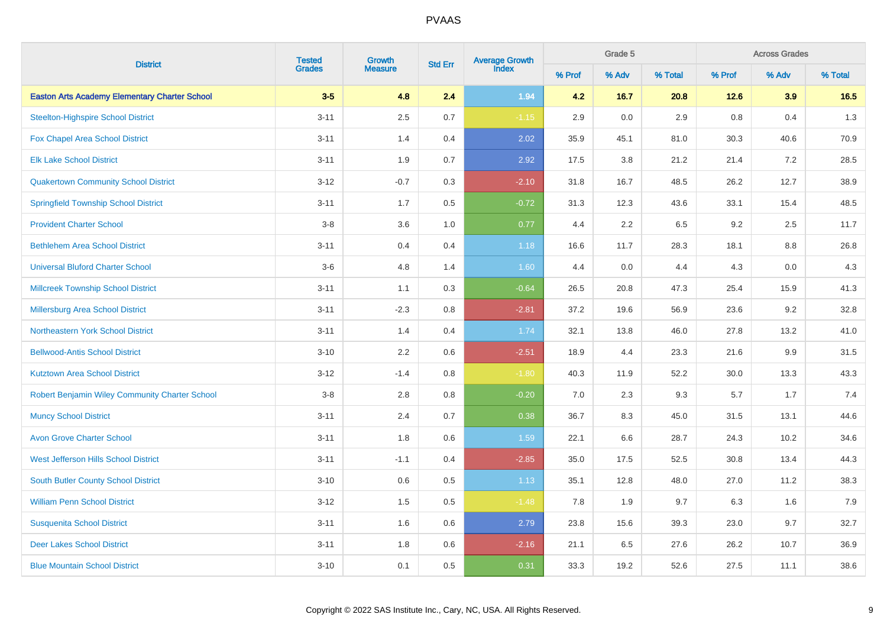PVAAS

| District | Tested Grades | Growth Measure | Std Err | Average Growth Index | Grade 5 | | | Across Grades | | |
|---|---|---|---|---|---|---|---|---|---|---|
| | | | | | % Prof | % Adv | % Total | % Prof | % Adv | % Total |
| **Easton Arts Academy Elementary Charter School** | **3-5** | **4.8** | **2.4** | **1.94** | **4.2** | **16.7** | **20.8** | **12.6** | **3.9** | **16.5** |
| Steelton-Highspire School District | 3-11 | 2.5 | 0.7 | -1.15 | 2.9 | 0.0 | 2.9 | 0.8 | 0.4 | 1.3 |
| Fox Chapel Area School District | 3-11 | 1.4 | 0.4 | 2.02 | 35.9 | 45.1 | 81.0 | 30.3 | 40.6 | 70.9 |
| Elk Lake School District | 3-11 | 1.9 | 0.7 | 2.92 | 17.5 | 3.8 | 21.2 | 21.4 | 7.2 | 28.5 |
| Quakertown Community School District | 3-12 | -0.7 | 0.3 | -2.10 | 31.8 | 16.7 | 48.5 | 26.2 | 12.7 | 38.9 |
| Springfield Township School District | 3-11 | 1.7 | 0.5 | -0.72 | 31.3 | 12.3 | 43.6 | 33.1 | 15.4 | 48.5 |
| Provident Charter School | 3-8 | 3.6 | 1.0 | 0.77 | 4.4 | 2.2 | 6.5 | 9.2 | 2.5 | 11.7 |
| Bethlehem Area School District | 3-11 | 0.4 | 0.4 | 1.18 | 16.6 | 11.7 | 28.3 | 18.1 | 8.8 | 26.8 |
| Universal Bluford Charter School | 3-6 | 4.8 | 1.4 | 1.60 | 4.4 | 0.0 | 4.4 | 4.3 | 0.0 | 4.3 |
| Millcreek Township School District | 3-11 | 1.1 | 0.3 | -0.64 | 26.5 | 20.8 | 47.3 | 25.4 | 15.9 | 41.3 |
| Millersburg Area School District | 3-11 | -2.3 | 0.8 | -2.81 | 37.2 | 19.6 | 56.9 | 23.6 | 9.2 | 32.8 |
| Northeastern York School District | 3-11 | 1.4 | 0.4 | 1.74 | 32.1 | 13.8 | 46.0 | 27.8 | 13.2 | 41.0 |
| Bellwood-Antis School District | 3-10 | 2.2 | 0.6 | -2.51 | 18.9 | 4.4 | 23.3 | 21.6 | 9.9 | 31.5 |
| Kutztown Area School District | 3-12 | -1.4 | 0.8 | -1.80 | 40.3 | 11.9 | 52.2 | 30.0 | 13.3 | 43.3 |
| Robert Benjamin Wiley Community Charter School | 3-8 | 2.8 | 0.8 | -0.20 | 7.0 | 2.3 | 9.3 | 5.7 | 1.7 | 7.4 |
| Muncy School District | 3-11 | 2.4 | 0.7 | 0.38 | 36.7 | 8.3 | 45.0 | 31.5 | 13.1 | 44.6 |
| Avon Grove Charter School | 3-11 | 1.8 | 0.6 | 1.59 | 22.1 | 6.6 | 28.7 | 24.3 | 10.2 | 34.6 |
| West Jefferson Hills School District | 3-11 | -1.1 | 0.4 | -2.85 | 35.0 | 17.5 | 52.5 | 30.8 | 13.4 | 44.3 |
| South Butler County School District | 3-10 | 0.6 | 0.5 | 1.13 | 35.1 | 12.8 | 48.0 | 27.0 | 11.2 | 38.3 |
| William Penn School District | 3-12 | 1.5 | 0.5 | -1.48 | 7.8 | 1.9 | 9.7 | 6.3 | 1.6 | 7.9 |
| Susquenita School District | 3-11 | 1.6 | 0.6 | 2.79 | 23.8 | 15.6 | 39.3 | 23.0 | 9.7 | 32.7 |
| Deer Lakes School District | 3-11 | 1.8 | 0.6 | -2.16 | 21.1 | 6.5 | 27.6 | 26.2 | 10.7 | 36.9 |
| Blue Mountain School District | 3-10 | 0.1 | 0.5 | 0.31 | 33.3 | 19.2 | 52.6 | 27.5 | 11.1 | 38.6 |

Copyright © 2022 SAS Institute Inc., Cary, NC, USA. All Rights Reserved.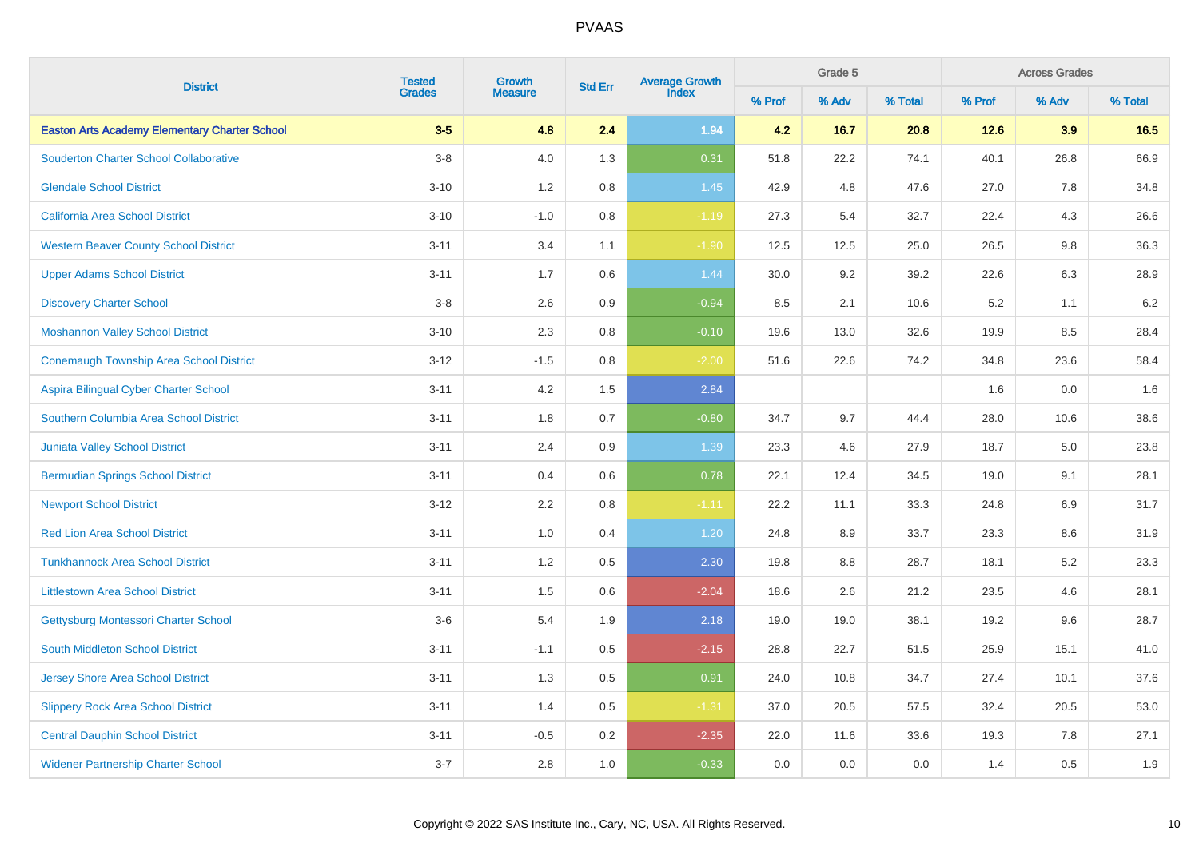# PVAAS

| District | Tested Grades | Growth Measure | Std Err | Average Growth Index | Grade 5 | | | Across Grades | | |
|---|---|---|---|---|---|---|---|---|---|---|
| | | | | | % Prof | % Adv | % Total | % Prof | % Adv | % Total |
| **Easton Arts Academy Elementary Charter School** | **3-5** | **4.8** | **2.4** | **1.94** | **4.2** | **16.7** | **20.8** | **12.6** | **3.9** | **16.5** |
| Souderton Charter School Collaborative | 3-8 | 4.0 | 1.3 | 0.31 | 51.8 | 22.2 | 74.1 | 40.1 | 26.8 | 66.9 |
| Glendale School District | 3-10 | 1.2 | 0.8 | 1.45 | 42.9 | 4.8 | 47.6 | 27.0 | 7.8 | 34.8 |
| California Area School District | 3-10 | -1.0 | 0.8 | -1.19 | 27.3 | 5.4 | 32.7 | 22.4 | 4.3 | 26.6 |
| Western Beaver County School District | 3-11 | 3.4 | 1.1 | -1.90 | 12.5 | 12.5 | 25.0 | 26.5 | 9.8 | 36.3 |
| Upper Adams School District | 3-11 | 1.7 | 0.6 | 1.44 | 30.0 | 9.2 | 39.2 | 22.6 | 6.3 | 28.9 |
| Discovery Charter School | 3-8 | 2.6 | 0.9 | -0.94 | 8.5 | 2.1 | 10.6 | 5.2 | 1.1 | 6.2 |
| Moshannon Valley School District | 3-10 | 2.3 | 0.8 | -0.10 | 19.6 | 13.0 | 32.6 | 19.9 | 8.5 | 28.4 |
| Conemaugh Township Area School District | 3-12 | -1.5 | 0.8 | -2.00 | 51.6 | 22.6 | 74.2 | 34.8 | 23.6 | 58.4 |
| Aspira Bilingual Cyber Charter School | 3-11 | 4.2 | 1.5 | 2.84 | | | | 1.6 | 0.0 | 1.6 |
| Southern Columbia Area School District | 3-11 | 1.8 | 0.7 | -0.80 | 34.7 | 9.7 | 44.4 | 28.0 | 10.6 | 38.6 |
| Juniata Valley School District | 3-11 | 2.4 | 0.9 | 1.39 | 23.3 | 4.6 | 27.9 | 18.7 | 5.0 | 23.8 |
| Bermudian Springs School District | 3-11 | 0.4 | 0.6 | 0.78 | 22.1 | 12.4 | 34.5 | 19.0 | 9.1 | 28.1 |
| Newport School District | 3-12 | 2.2 | 0.8 | -1.11 | 22.2 | 11.1 | 33.3 | 24.8 | 6.9 | 31.7 |
| Red Lion Area School District | 3-11 | 1.0 | 0.4 | 1.20 | 24.8 | 8.9 | 33.7 | 23.3 | 8.6 | 31.9 |
| Tunkhannock Area School District | 3-11 | 1.2 | 0.5 | 2.30 | 19.8 | 8.8 | 28.7 | 18.1 | 5.2 | 23.3 |
| Littlestown Area School District | 3-11 | 1.5 | 0.6 | -2.04 | 18.6 | 2.6 | 21.2 | 23.5 | 4.6 | 28.1 |
| Gettysburg Montessori Charter School | 3-6 | 5.4 | 1.9 | 2.18 | 19.0 | 19.0 | 38.1 | 19.2 | 9.6 | 28.7 |
| South Middleton School District | 3-11 | -1.1 | 0.5 | -2.15 | 28.8 | 22.7 | 51.5 | 25.9 | 15.1 | 41.0 |
| Jersey Shore Area School District | 3-11 | 1.3 | 0.5 | 0.91 | 24.0 | 10.8 | 34.7 | 27.4 | 10.1 | 37.6 |
| Slippery Rock Area School District | 3-11 | 1.4 | 0.5 | -1.31 | 37.0 | 20.5 | 57.5 | 32.4 | 20.5 | 53.0 |
| Central Dauphin School District | 3-11 | -0.5 | 0.2 | -2.35 | 22.0 | 11.6 | 33.6 | 19.3 | 7.8 | 27.1 |
| Widener Partnership Charter School | 3-7 | 2.8 | 1.0 | -0.33 | 0.0 | 0.0 | 0.0 | 1.4 | 0.5 | 1.9 |

Copyright © 2022 SAS Institute Inc., Cary, NC, USA. All Rights Reserved.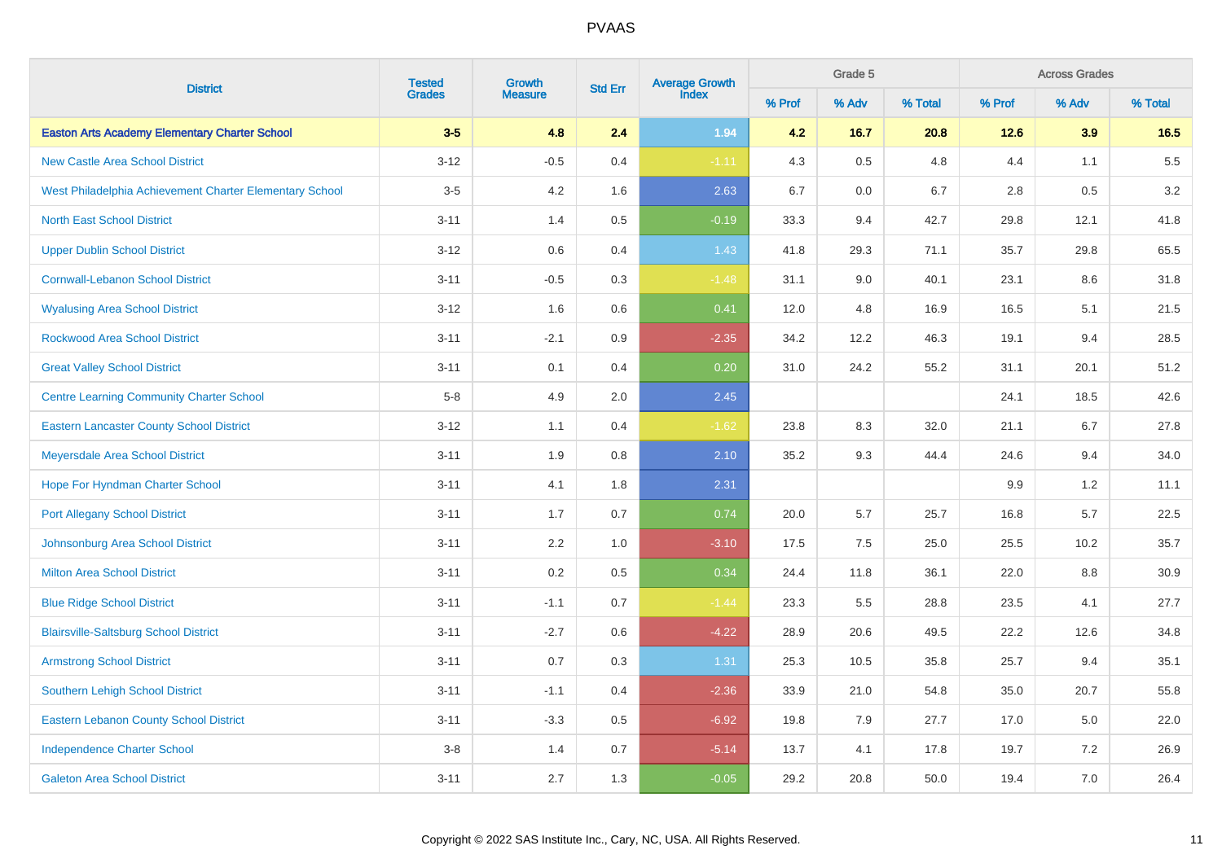# PVAAS

| District | Tested Grades | Growth Measure | Std Err | Average Growth Index | Grade 5 | | | Across Grades | | |
|---|---|---|---|---|---|---|---|---|---|---|
| | | | | | % Prof | % Adv | % Total | % Prof | % Adv | % Total |
| **Easton Arts Academy Elementary Charter School** | **3-5** | **4.8** | **2.4** | **1.94** | **4.2** | **16.7** | **20.8** | **12.6** | **3.9** | **16.5** |
| New Castle Area School District | 3-12 | -0.5 | 0.4 | -1.11 | 4.3 | 0.5 | 4.8 | 4.4 | 1.1 | 5.5 |
| West Philadelphia Achievement Charter Elementary School | 3-5 | 4.2 | 1.6 | 2.63 | 6.7 | 0.0 | 6.7 | 2.8 | 0.5 | 3.2 |
| North East School District | 3-11 | 1.4 | 0.5 | -0.19 | 33.3 | 9.4 | 42.7 | 29.8 | 12.1 | 41.8 |
| Upper Dublin School District | 3-12 | 0.6 | 0.4 | 1.43 | 41.8 | 29.3 | 71.1 | 35.7 | 29.8 | 65.5 |
| Cornwall-Lebanon School District | 3-11 | -0.5 | 0.3 | -1.48 | 31.1 | 9.0 | 40.1 | 23.1 | 8.6 | 31.8 |
| Wyalusing Area School District | 3-12 | 1.6 | 0.6 | 0.41 | 12.0 | 4.8 | 16.9 | 16.5 | 5.1 | 21.5 |
| Rockwood Area School District | 3-11 | -2.1 | 0.9 | -2.35 | 34.2 | 12.2 | 46.3 | 19.1 | 9.4 | 28.5 |
| Great Valley School District | 3-11 | 0.1 | 0.4 | 0.20 | 31.0 | 24.2 | 55.2 | 31.1 | 20.1 | 51.2 |
| Centre Learning Community Charter School | 5-8 | 4.9 | 2.0 | 2.45 | | | | 24.1 | 18.5 | 42.6 |
| Eastern Lancaster County School District | 3-12 | 1.1 | 0.4 | -1.62 | 23.8 | 8.3 | 32.0 | 21.1 | 6.7 | 27.8 |
| Meyersdale Area School District | 3-11 | 1.9 | 0.8 | 2.10 | 35.2 | 9.3 | 44.4 | 24.6 | 9.4 | 34.0 |
| Hope For Hyndman Charter School | 3-11 | 4.1 | 1.8 | 2.31 | | | | 9.9 | 1.2 | 11.1 |
| Port Allegany School District | 3-11 | 1.7 | 0.7 | 0.74 | 20.0 | 5.7 | 25.7 | 16.8 | 5.7 | 22.5 |
| Johnsonburg Area School District | 3-11 | 2.2 | 1.0 | -3.10 | 17.5 | 7.5 | 25.0 | 25.5 | 10.2 | 35.7 |
| Milton Area School District | 3-11 | 0.2 | 0.5 | 0.34 | 24.4 | 11.8 | 36.1 | 22.0 | 8.8 | 30.9 |
| Blue Ridge School District | 3-11 | -1.1 | 0.7 | -1.44 | 23.3 | 5.5 | 28.8 | 23.5 | 4.1 | 27.7 |
| Blairsville-Saltsburg School District | 3-11 | -2.7 | 0.6 | -4.22 | 28.9 | 20.6 | 49.5 | 22.2 | 12.6 | 34.8 |
| Armstrong School District | 3-11 | 0.7 | 0.3 | 1.31 | 25.3 | 10.5 | 35.8 | 25.7 | 9.4 | 35.1 |
| Southern Lehigh School District | 3-11 | -1.1 | 0.4 | -2.36 | 33.9 | 21.0 | 54.8 | 35.0 | 20.7 | 55.8 |
| Eastern Lebanon County School District | 3-11 | -3.3 | 0.5 | -6.92 | 19.8 | 7.9 | 27.7 | 17.0 | 5.0 | 22.0 |
| Independence Charter School | 3-8 | 1.4 | 0.7 | -5.14 | 13.7 | 4.1 | 17.8 | 19.7 | 7.2 | 26.9 |
| Galeton Area School District | 3-11 | 2.7 | 1.3 | -0.05 | 29.2 | 20.8 | 50.0 | 19.4 | 7.0 | 26.4 |

Copyright © 2022 SAS Institute Inc., Cary, NC, USA. All Rights Reserved.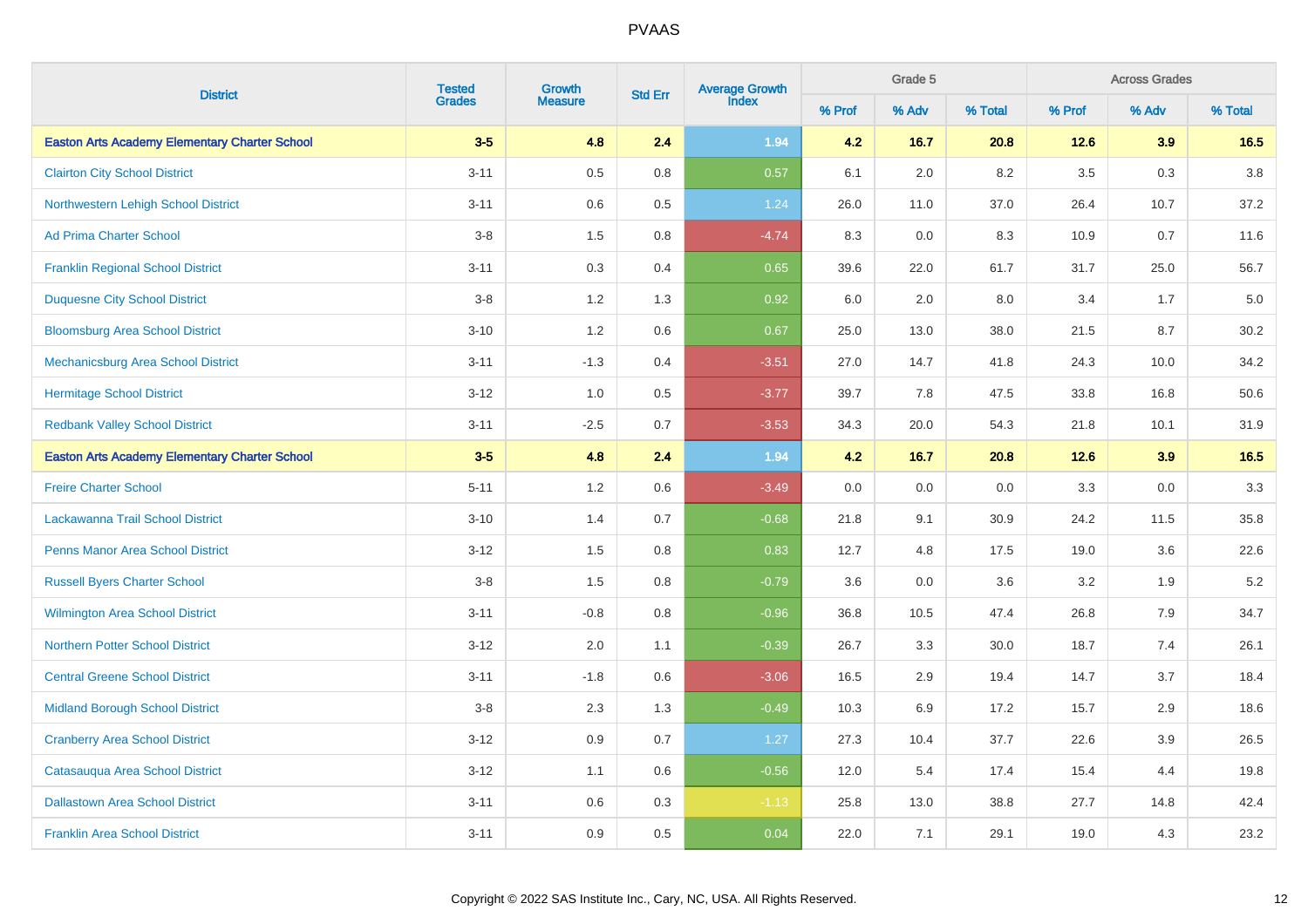# PVAAS

| District | Tested Grades | Growth Measure | Std Err | Average Growth Index | Grade 5 | | | Across Grades | | |
|---|---|---|---|---|---|---|---|---|---|---|
| | | | | | % Prof | % Adv | % Total | % Prof | % Adv | % Total |
| **Easton Arts Academy Elementary Charter School** | **3-5** | **4.8** | **2.4** | **1.94** | **4.2** | **16.7** | **20.8** | **12.6** | **3.9** | **16.5** |
| Clairton City School District | 3-11 | 0.5 | 0.8 | 0.57 | 6.1 | 2.0 | 8.2 | 3.5 | 0.3 | 3.8 |
| Northwestern Lehigh School District | 3-11 | 0.6 | 0.5 | 1.24 | 26.0 | 11.0 | 37.0 | 26.4 | 10.7 | 37.2 |
| Ad Prima Charter School | 3-8 | 1.5 | 0.8 | -4.74 | 8.3 | 0.0 | 8.3 | 10.9 | 0.7 | 11.6 |
| Franklin Regional School District | 3-11 | 0.3 | 0.4 | 0.65 | 39.6 | 22.0 | 61.7 | 31.7 | 25.0 | 56.7 |
| Duquesne City School District | 3-8 | 1.2 | 1.3 | 0.92 | 6.0 | 2.0 | 8.0 | 3.4 | 1.7 | 5.0 |
| Bloomsburg Area School District | 3-10 | 1.2 | 0.6 | 0.67 | 25.0 | 13.0 | 38.0 | 21.5 | 8.7 | 30.2 |
| Mechanicsburg Area School District | 3-11 | -1.3 | 0.4 | -3.51 | 27.0 | 14.7 | 41.8 | 24.3 | 10.0 | 34.2 |
| Hermitage School District | 3-12 | 1.0 | 0.5 | -3.77 | 39.7 | 7.8 | 47.5 | 33.8 | 16.8 | 50.6 |
| Redbank Valley School District | 3-11 | -2.5 | 0.7 | -3.53 | 34.3 | 20.0 | 54.3 | 21.8 | 10.1 | 31.9 |
| **Easton Arts Academy Elementary Charter School** | **3-5** | **4.8** | **2.4** | **1.94** | **4.2** | **16.7** | **20.8** | **12.6** | **3.9** | **16.5** |
| Freire Charter School | 5-11 | 1.2 | 0.6 | -3.49 | 0.0 | 0.0 | 0.0 | 3.3 | 0.0 | 3.3 |
| Lackawanna Trail School District | 3-10 | 1.4 | 0.7 | -0.68 | 21.8 | 9.1 | 30.9 | 24.2 | 11.5 | 35.8 |
| Penns Manor Area School District | 3-12 | 1.5 | 0.8 | 0.83 | 12.7 | 4.8 | 17.5 | 19.0 | 3.6 | 22.6 |
| Russell Byers Charter School | 3-8 | 1.5 | 0.8 | -0.79 | 3.6 | 0.0 | 3.6 | 3.2 | 1.9 | 5.2 |
| Wilmington Area School District | 3-11 | -0.8 | 0.8 | -0.96 | 36.8 | 10.5 | 47.4 | 26.8 | 7.9 | 34.7 |
| Northern Potter School District | 3-12 | 2.0 | 1.1 | -0.39 | 26.7 | 3.3 | 30.0 | 18.7 | 7.4 | 26.1 |
| Central Greene School District | 3-11 | -1.8 | 0.6 | -3.06 | 16.5 | 2.9 | 19.4 | 14.7 | 3.7 | 18.4 |
| Midland Borough School District | 3-8 | 2.3 | 1.3 | -0.49 | 10.3 | 6.9 | 17.2 | 15.7 | 2.9 | 18.6 |
| Cranberry Area School District | 3-12 | 0.9 | 0.7 | 1.27 | 27.3 | 10.4 | 37.7 | 22.6 | 3.9 | 26.5 |
| Catasauqua Area School District | 3-12 | 1.1 | 0.6 | -0.56 | 12.0 | 5.4 | 17.4 | 15.4 | 4.4 | 19.8 |
| Dallastown Area School District | 3-11 | 0.6 | 0.3 | -1.13 | 25.8 | 13.0 | 38.8 | 27.7 | 14.8 | 42.4 |
| Franklin Area School District | 3-11 | 0.9 | 0.5 | 0.04 | 22.0 | 7.1 | 29.1 | 19.0 | 4.3 | 23.2 |

Copyright © 2022 SAS Institute Inc., Cary, NC, USA. All Rights Reserved.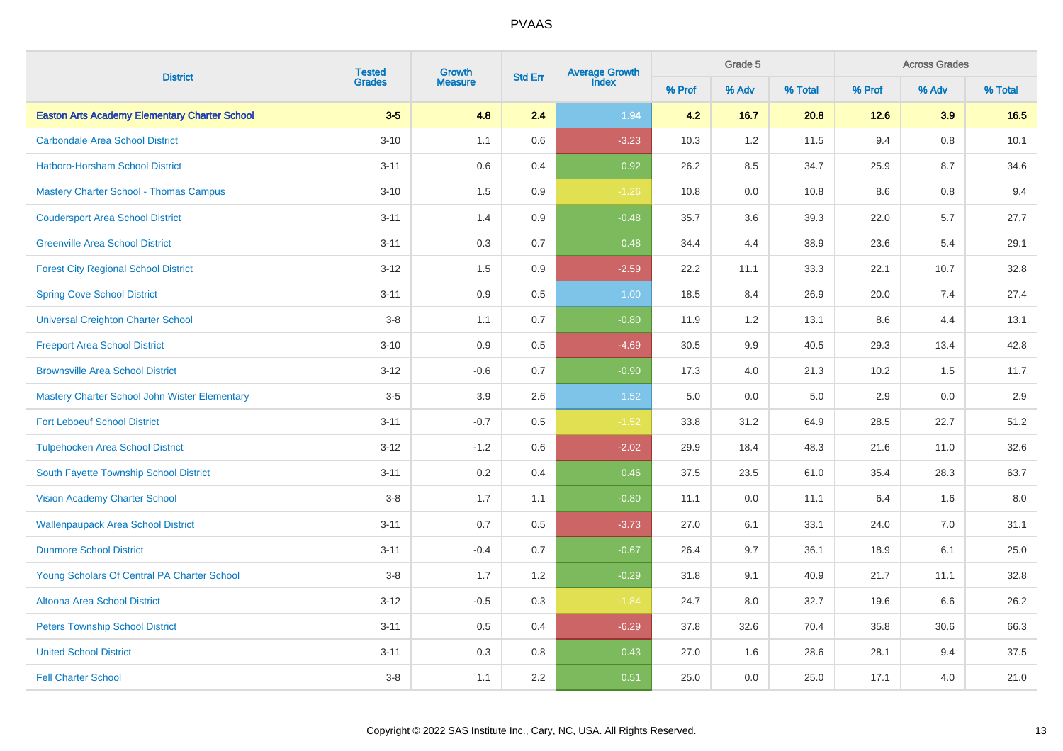# PVAAS

| District | Tested Grades | Growth Measure | Std Err | Average Growth Index | Grade 5 | | | Across Grades | | |
|---|---|---|---|---|---|---|---|---|---|---|
| | | | | | % Prof | % Adv | % Total | % Prof | % Adv | % Total |
| **Easton Arts Academy Elementary Charter School** | **3-5** | **4.8** | **2.4** | **1.94** | **4.2** | **16.7** | **20.8** | **12.6** | **3.9** | **16.5** |
| Carbondale Area School District | 3-10 | 1.1 | 0.6 | -3.23 | 10.3 | 1.2 | 11.5 | 9.4 | 0.8 | 10.1 |
| Hatboro-Horsham School District | 3-11 | 0.6 | 0.4 | 0.92 | 26.2 | 8.5 | 34.7 | 25.9 | 8.7 | 34.6 |
| Mastery Charter School - Thomas Campus | 3-10 | 1.5 | 0.9 | -1.26 | 10.8 | 0.0 | 10.8 | 8.6 | 0.8 | 9.4 |
| Coudersport Area School District | 3-11 | 1.4 | 0.9 | -0.48 | 35.7 | 3.6 | 39.3 | 22.0 | 5.7 | 27.7 |
| Greenville Area School District | 3-11 | 0.3 | 0.7 | 0.48 | 34.4 | 4.4 | 38.9 | 23.6 | 5.4 | 29.1 |
| Forest City Regional School District | 3-12 | 1.5 | 0.9 | -2.59 | 22.2 | 11.1 | 33.3 | 22.1 | 10.7 | 32.8 |
| Spring Cove School District | 3-11 | 0.9 | 0.5 | 1.00 | 18.5 | 8.4 | 26.9 | 20.0 | 7.4 | 27.4 |
| Universal Creighton Charter School | 3-8 | 1.1 | 0.7 | -0.80 | 11.9 | 1.2 | 13.1 | 8.6 | 4.4 | 13.1 |
| Freeport Area School District | 3-10 | 0.9 | 0.5 | -4.69 | 30.5 | 9.9 | 40.5 | 29.3 | 13.4 | 42.8 |
| Brownsville Area School District | 3-12 | -0.6 | 0.7 | -0.90 | 17.3 | 4.0 | 21.3 | 10.2 | 1.5 | 11.7 |
| Mastery Charter School John Wister Elementary | 3-5 | 3.9 | 2.6 | 1.52 | 5.0 | 0.0 | 5.0 | 2.9 | 0.0 | 2.9 |
| Fort Leboeuf School District | 3-11 | -0.7 | 0.5 | -1.52 | 33.8 | 31.2 | 64.9 | 28.5 | 22.7 | 51.2 |
| Tulpehocken Area School District | 3-12 | -1.2 | 0.6 | -2.02 | 29.9 | 18.4 | 48.3 | 21.6 | 11.0 | 32.6 |
| South Fayette Township School District | 3-11 | 0.2 | 0.4 | 0.46 | 37.5 | 23.5 | 61.0 | 35.4 | 28.3 | 63.7 |
| Vision Academy Charter School | 3-8 | 1.7 | 1.1 | -0.80 | 11.1 | 0.0 | 11.1 | 6.4 | 1.6 | 8.0 |
| Wallenpaupack Area School District | 3-11 | 0.7 | 0.5 | -3.73 | 27.0 | 6.1 | 33.1 | 24.0 | 7.0 | 31.1 |
| Dunmore School District | 3-11 | -0.4 | 0.7 | -0.67 | 26.4 | 9.7 | 36.1 | 18.9 | 6.1 | 25.0 |
| Young Scholars Of Central PA Charter School | 3-8 | 1.7 | 1.2 | -0.29 | 31.8 | 9.1 | 40.9 | 21.7 | 11.1 | 32.8 |
| Altoona Area School District | 3-12 | -0.5 | 0.3 | -1.84 | 24.7 | 8.0 | 32.7 | 19.6 | 6.6 | 26.2 |
| Peters Township School District | 3-11 | 0.5 | 0.4 | -6.29 | 37.8 | 32.6 | 70.4 | 35.8 | 30.6 | 66.3 |
| United School District | 3-11 | 0.3 | 0.8 | 0.43 | 27.0 | 1.6 | 28.6 | 28.1 | 9.4 | 37.5 |
| Fell Charter School | 3-8 | 1.1 | 2.2 | 0.51 | 25.0 | 0.0 | 25.0 | 17.1 | 4.0 | 21.0 |

Copyright © 2022 SAS Institute Inc., Cary, NC, USA. All Rights Reserved.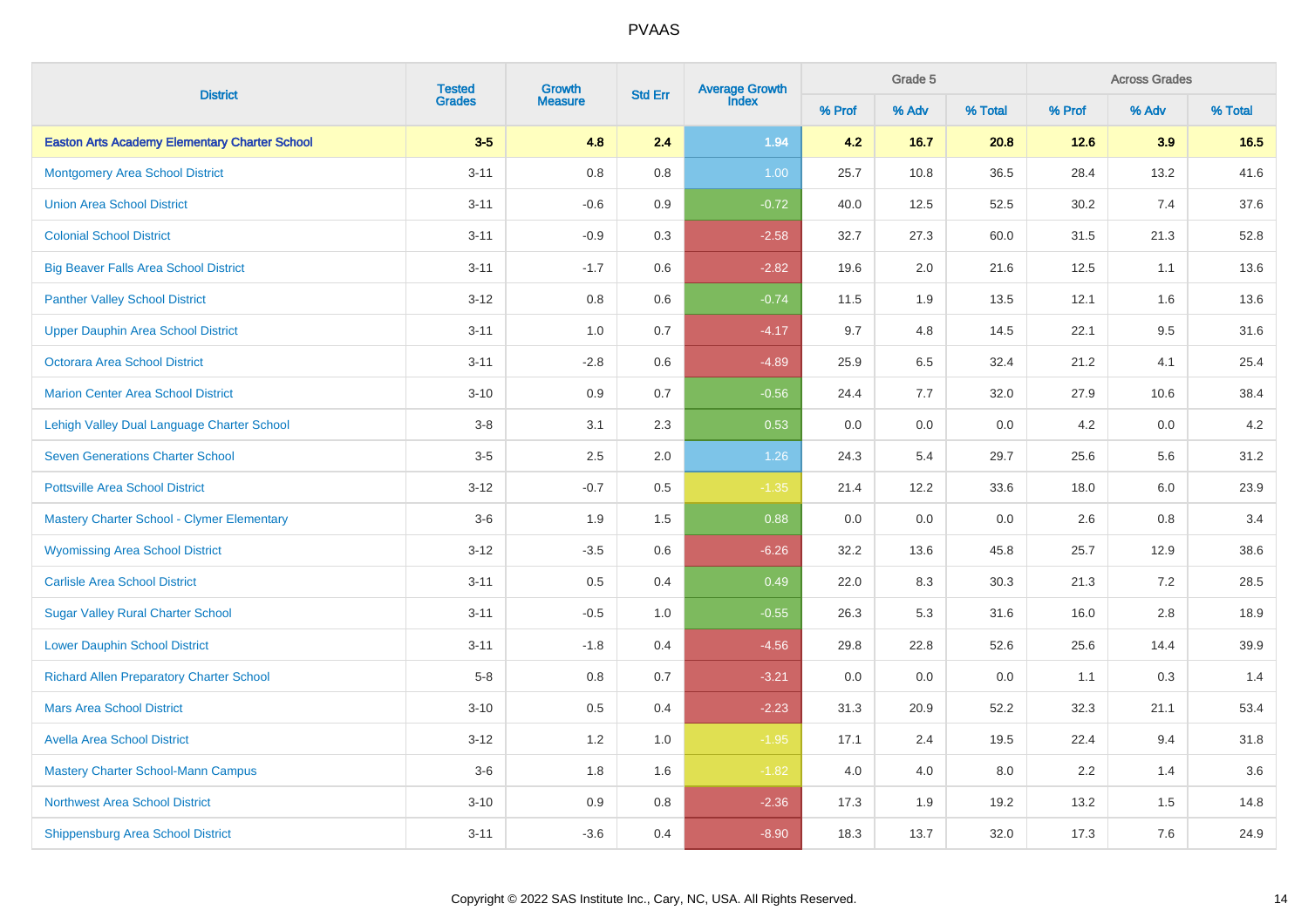| District | Tested Grades | Growth Measure | Std Err | Average Growth Index | Grade 5 | | | Across Grades | | |
|---|---|---|---|---|---|---|---|---|---|---|
| | | | | | % Prof | % Adv | % Total | % Prof | % Adv | % Total |
| **Easton Arts Academy Elementary Charter School** | **3-5** | **4.8** | **2.4** | **1.94** | **4.2** | **16.7** | **20.8** | **12.6** | **3.9** | **16.5** |
| Montgomery Area School District | 3-11 | 0.8 | 0.8 | 1.00 | 25.7 | 10.8 | 36.5 | 28.4 | 13.2 | 41.6 |
| Union Area School District | 3-11 | -0.6 | 0.9 | -0.72 | 40.0 | 12.5 | 52.5 | 30.2 | 7.4 | 37.6 |
| Colonial School District | 3-11 | -0.9 | 0.3 | -2.58 | 32.7 | 27.3 | 60.0 | 31.5 | 21.3 | 52.8 |
| Big Beaver Falls Area School District | 3-11 | -1.7 | 0.6 | -2.82 | 19.6 | 2.0 | 21.6 | 12.5 | 1.1 | 13.6 |
| Panther Valley School District | 3-12 | 0.8 | 0.6 | -0.74 | 11.5 | 1.9 | 13.5 | 12.1 | 1.6 | 13.6 |
| Upper Dauphin Area School District | 3-11 | 1.0 | 0.7 | -4.17 | 9.7 | 4.8 | 14.5 | 22.1 | 9.5 | 31.6 |
| Octorara Area School District | 3-11 | -2.8 | 0.6 | -4.89 | 25.9 | 6.5 | 32.4 | 21.2 | 4.1 | 25.4 |
| Marion Center Area School District | 3-10 | 0.9 | 0.7 | -0.56 | 24.4 | 7.7 | 32.0 | 27.9 | 10.6 | 38.4 |
| Lehigh Valley Dual Language Charter School | 3-8 | 3.1 | 2.3 | 0.53 | 0.0 | 0.0 | 0.0 | 4.2 | 0.0 | 4.2 |
| Seven Generations Charter School | 3-5 | 2.5 | 2.0 | 1.26 | 24.3 | 5.4 | 29.7 | 25.6 | 5.6 | 31.2 |
| Pottsville Area School District | 3-12 | -0.7 | 0.5 | -1.35 | 21.4 | 12.2 | 33.6 | 18.0 | 6.0 | 23.9 |
| Mastery Charter School - Clymer Elementary | 3-6 | 1.9 | 1.5 | 0.88 | 0.0 | 0.0 | 0.0 | 2.6 | 0.8 | 3.4 |
| Wyomissing Area School District | 3-12 | -3.5 | 0.6 | -6.26 | 32.2 | 13.6 | 45.8 | 25.7 | 12.9 | 38.6 |
| Carlisle Area School District | 3-11 | 0.5 | 0.4 | 0.49 | 22.0 | 8.3 | 30.3 | 21.3 | 7.2 | 28.5 |
| Sugar Valley Rural Charter School | 3-11 | -0.5 | 1.0 | -0.55 | 26.3 | 5.3 | 31.6 | 16.0 | 2.8 | 18.9 |
| Lower Dauphin School District | 3-11 | -1.8 | 0.4 | -4.56 | 29.8 | 22.8 | 52.6 | 25.6 | 14.4 | 39.9 |
| Richard Allen Preparatory Charter School | 5-8 | 0.8 | 0.7 | -3.21 | 0.0 | 0.0 | 0.0 | 1.1 | 0.3 | 1.4 |
| Mars Area School District | 3-10 | 0.5 | 0.4 | -2.23 | 31.3 | 20.9 | 52.2 | 32.3 | 21.1 | 53.4 |
| Avella Area School District | 3-12 | 1.2 | 1.0 | -1.95 | 17.1 | 2.4 | 19.5 | 22.4 | 9.4 | 31.8 |
| Mastery Charter School-Mann Campus | 3-6 | 1.8 | 1.6 | -1.82 | 4.0 | 4.0 | 8.0 | 2.2 | 1.4 | 3.6 |
| Northwest Area School District | 3-10 | 0.9 | 0.8 | -2.36 | 17.3 | 1.9 | 19.2 | 13.2 | 1.5 | 14.8 |
| Shippensburg Area School District | 3-11 | -3.6 | 0.4 | -8.90 | 18.3 | 13.7 | 32.0 | 17.3 | 7.6 | 24.9 |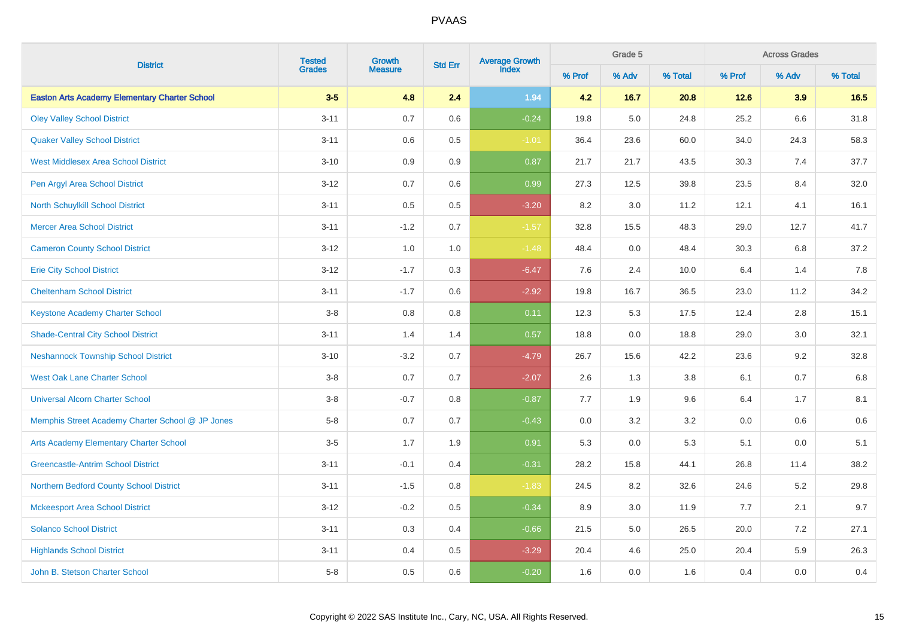| District | Tested Grades | Growth Measure | Std Err | Average Growth Index | Grade 5 | | | Across Grades | | |
|---|---|---|---|---|---|---|---|---|---|---|
| | | | | | % Prof | % Adv | % Total | % Prof | % Adv | % Total |
| **Easton Arts Academy Elementary Charter School** | **3-5** | **4.8** | **2.4** | **1.94** | **4.2** | **16.7** | **20.8** | **12.6** | **3.9** | **16.5** |
| Oley Valley School District | 3-11 | 0.7 | 0.6 | -0.24 | 19.8 | 5.0 | 24.8 | 25.2 | 6.6 | 31.8 |
| Quaker Valley School District | 3-11 | 0.6 | 0.5 | -1.01 | 36.4 | 23.6 | 60.0 | 34.0 | 24.3 | 58.3 |
| West Middlesex Area School District | 3-10 | 0.9 | 0.9 | 0.87 | 21.7 | 21.7 | 43.5 | 30.3 | 7.4 | 37.7 |
| Pen Argyl Area School District | 3-12 | 0.7 | 0.6 | 0.99 | 27.3 | 12.5 | 39.8 | 23.5 | 8.4 | 32.0 |
| North Schuylkill School District | 3-11 | 0.5 | 0.5 | -3.20 | 8.2 | 3.0 | 11.2 | 12.1 | 4.1 | 16.1 |
| Mercer Area School District | 3-11 | -1.2 | 0.7 | -1.57 | 32.8 | 15.5 | 48.3 | 29.0 | 12.7 | 41.7 |
| Cameron County School District | 3-12 | 1.0 | 1.0 | -1.48 | 48.4 | 0.0 | 48.4 | 30.3 | 6.8 | 37.2 |
| Erie City School District | 3-12 | -1.7 | 0.3 | -6.47 | 7.6 | 2.4 | 10.0 | 6.4 | 1.4 | 7.8 |
| Cheltenham School District | 3-11 | -1.7 | 0.6 | -2.92 | 19.8 | 16.7 | 36.5 | 23.0 | 11.2 | 34.2 |
| Keystone Academy Charter School | 3-8 | 0.8 | 0.8 | 0.11 | 12.3 | 5.3 | 17.5 | 12.4 | 2.8 | 15.1 |
| Shade-Central City School District | 3-11 | 1.4 | 1.4 | 0.57 | 18.8 | 0.0 | 18.8 | 29.0 | 3.0 | 32.1 |
| Neshannock Township School District | 3-10 | -3.2 | 0.7 | -4.79 | 26.7 | 15.6 | 42.2 | 23.6 | 9.2 | 32.8 |
| West Oak Lane Charter School | 3-8 | 0.7 | 0.7 | -2.07 | 2.6 | 1.3 | 3.8 | 6.1 | 0.7 | 6.8 |
| Universal Alcorn Charter School | 3-8 | -0.7 | 0.8 | -0.87 | 7.7 | 1.9 | 9.6 | 6.4 | 1.7 | 8.1 |
| Memphis Street Academy Charter School @ JP Jones | 5-8 | 0.7 | 0.7 | -0.43 | 0.0 | 3.2 | 3.2 | 0.0 | 0.6 | 0.6 |
| Arts Academy Elementary Charter School | 3-5 | 1.7 | 1.9 | 0.91 | 5.3 | 0.0 | 5.3 | 5.1 | 0.0 | 5.1 |
| Greencastle-Antrim School District | 3-11 | -0.1 | 0.4 | -0.31 | 28.2 | 15.8 | 44.1 | 26.8 | 11.4 | 38.2 |
| Northern Bedford County School District | 3-11 | -1.5 | 0.8 | -1.83 | 24.5 | 8.2 | 32.6 | 24.6 | 5.2 | 29.8 |
| Mckeesport Area School District | 3-12 | -0.2 | 0.5 | -0.34 | 8.9 | 3.0 | 11.9 | 7.7 | 2.1 | 9.7 |
| Solanco School District | 3-11 | 0.3 | 0.4 | -0.66 | 21.5 | 5.0 | 26.5 | 20.0 | 7.2 | 27.1 |
| Highlands School District | 3-11 | 0.4 | 0.5 | -3.29 | 20.4 | 4.6 | 25.0 | 20.4 | 5.9 | 26.3 |
| John B. Stetson Charter School | 5-8 | 0.5 | 0.6 | -0.20 | 1.6 | 0.0 | 1.6 | 0.4 | 0.0 | 0.4 |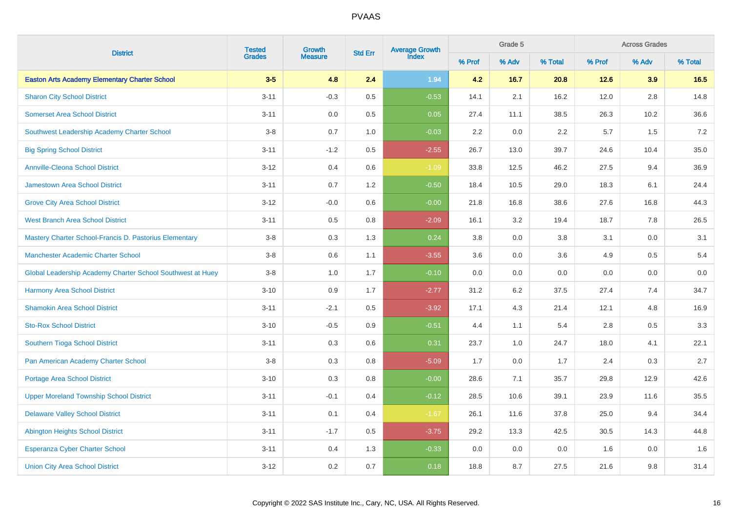# PVAAS

| District | Tested Grades | Growth Measure | Std Err | Average Growth Index | Grade 5 | | | Across Grades | | |
|---|---|---|---|---|---|---|---|---|---|---|
| | | | | | % Prof | % Adv | % Total | % Prof | % Adv | % Total |
| **Easton Arts Academy Elementary Charter School** | **3-5** | **4.8** | **2.4** | **1.94** | **4.2** | **16.7** | **20.8** | **12.6** | **3.9** | **16.5** |
| Sharon City School District | 3-11 | -0.3 | 0.5 | -0.53 | 14.1 | 2.1 | 16.2 | 12.0 | 2.8 | 14.8 |
| Somerset Area School District | 3-11 | 0.0 | 0.5 | 0.05 | 27.4 | 11.1 | 38.5 | 26.3 | 10.2 | 36.6 |
| Southwest Leadership Academy Charter School | 3-8 | 0.7 | 1.0 | -0.03 | 2.2 | 0.0 | 2.2 | 5.7 | 1.5 | 7.2 |
| Big Spring School District | 3-11 | -1.2 | 0.5 | -2.55 | 26.7 | 13.0 | 39.7 | 24.6 | 10.4 | 35.0 |
| Annville-Cleona School District | 3-12 | 0.4 | 0.6 | -1.09 | 33.8 | 12.5 | 46.2 | 27.5 | 9.4 | 36.9 |
| Jamestown Area School District | 3-11 | 0.7 | 1.2 | -0.50 | 18.4 | 10.5 | 29.0 | 18.3 | 6.1 | 24.4 |
| Grove City Area School District | 3-12 | -0.0 | 0.6 | -0.00 | 21.8 | 16.8 | 38.6 | 27.6 | 16.8 | 44.3 |
| West Branch Area School District | 3-11 | 0.5 | 0.8 | -2.09 | 16.1 | 3.2 | 19.4 | 18.7 | 7.8 | 26.5 |
| Mastery Charter School-Francis D. Pastorius Elementary | 3-8 | 0.3 | 1.3 | 0.24 | 3.8 | 0.0 | 3.8 | 3.1 | 0.0 | 3.1 |
| Manchester Academic Charter School | 3-8 | 0.6 | 1.1 | -3.55 | 3.6 | 0.0 | 3.6 | 4.9 | 0.5 | 5.4 |
| Global Leadership Academy Charter School Southwest at Huey | 3-8 | 1.0 | 1.7 | -0.10 | 0.0 | 0.0 | 0.0 | 0.0 | 0.0 | 0.0 |
| Harmony Area School District | 3-10 | 0.9 | 1.7 | -2.77 | 31.2 | 6.2 | 37.5 | 27.4 | 7.4 | 34.7 |
| Shamokin Area School District | 3-11 | -2.1 | 0.5 | -3.92 | 17.1 | 4.3 | 21.4 | 12.1 | 4.8 | 16.9 |
| Sto-Rox School District | 3-10 | -0.5 | 0.9 | -0.51 | 4.4 | 1.1 | 5.4 | 2.8 | 0.5 | 3.3 |
| Southern Tioga School District | 3-11 | 0.3 | 0.6 | 0.31 | 23.7 | 1.0 | 24.7 | 18.0 | 4.1 | 22.1 |
| Pan American Academy Charter School | 3-8 | 0.3 | 0.8 | -5.09 | 1.7 | 0.0 | 1.7 | 2.4 | 0.3 | 2.7 |
| Portage Area School District | 3-10 | 0.3 | 0.8 | -0.00 | 28.6 | 7.1 | 35.7 | 29.8 | 12.9 | 42.6 |
| Upper Moreland Township School District | 3-11 | -0.1 | 0.4 | -0.12 | 28.5 | 10.6 | 39.1 | 23.9 | 11.6 | 35.5 |
| Delaware Valley School District | 3-11 | 0.1 | 0.4 | -1.67 | 26.1 | 11.6 | 37.8 | 25.0 | 9.4 | 34.4 |
| Abington Heights School District | 3-11 | -1.7 | 0.5 | -3.75 | 29.2 | 13.3 | 42.5 | 30.5 | 14.3 | 44.8 |
| Esperanza Cyber Charter School | 3-11 | 0.4 | 1.3 | -0.33 | 0.0 | 0.0 | 0.0 | 1.6 | 0.0 | 1.6 |
| Union City Area School District | 3-12 | 0.2 | 0.7 | 0.18 | 18.8 | 8.7 | 27.5 | 21.6 | 9.8 | 31.4 |

Copyright © 2022 SAS Institute Inc., Cary, NC, USA. All Rights Reserved.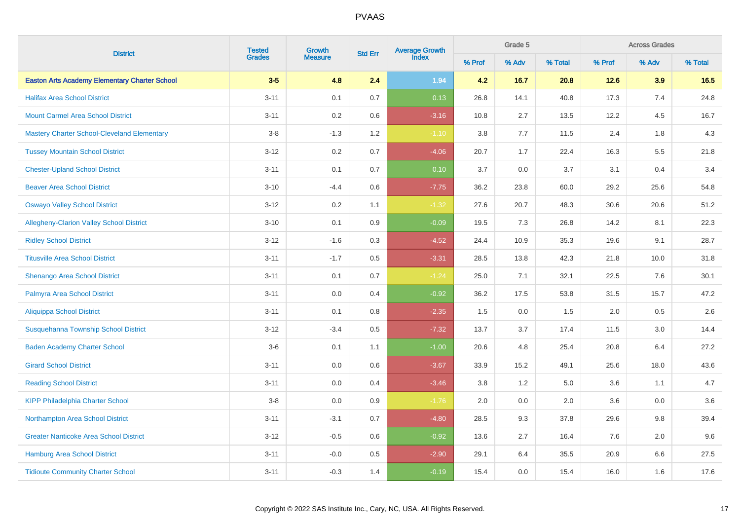# PVAAS

| District | Tested Grades | Growth Measure | Std Err | Average Growth Index | Grade 5 | | | Across Grades | | |
|---|---|---|---|---|---|---|---|---|---|---|
| | | | | | % Prof | % Adv | % Total | % Prof | % Adv | % Total |
| **Easton Arts Academy Elementary Charter School** | **3-5** | **4.8** | **2.4** | **1.94** | **4.2** | **16.7** | **20.8** | **12.6** | **3.9** | **16.5** |
| Halifax Area School District | 3-11 | 0.1 | 0.7 | 0.13 | 26.8 | 14.1 | 40.8 | 17.3 | 7.4 | 24.8 |
| Mount Carmel Area School District | 3-11 | 0.2 | 0.6 | -3.16 | 10.8 | 2.7 | 13.5 | 12.2 | 4.5 | 16.7 |
| Mastery Charter School-Cleveland Elementary | 3-8 | -1.3 | 1.2 | -1.10 | 3.8 | 7.7 | 11.5 | 2.4 | 1.8 | 4.3 |
| Tussey Mountain School District | 3-12 | 0.2 | 0.7 | -4.06 | 20.7 | 1.7 | 22.4 | 16.3 | 5.5 | 21.8 |
| Chester-Upland School District | 3-11 | 0.1 | 0.7 | 0.10 | 3.7 | 0.0 | 3.7 | 3.1 | 0.4 | 3.4 |
| Beaver Area School District | 3-10 | -4.4 | 0.6 | -7.75 | 36.2 | 23.8 | 60.0 | 29.2 | 25.6 | 54.8 |
| Oswayo Valley School District | 3-12 | 0.2 | 1.1 | -1.32 | 27.6 | 20.7 | 48.3 | 30.6 | 20.6 | 51.2 |
| Allegheny-Clarion Valley School District | 3-10 | 0.1 | 0.9 | -0.09 | 19.5 | 7.3 | 26.8 | 14.2 | 8.1 | 22.3 |
| Ridley School District | 3-12 | -1.6 | 0.3 | -4.52 | 24.4 | 10.9 | 35.3 | 19.6 | 9.1 | 28.7 |
| Titusville Area School District | 3-11 | -1.7 | 0.5 | -3.31 | 28.5 | 13.8 | 42.3 | 21.8 | 10.0 | 31.8 |
| Shenango Area School District | 3-11 | 0.1 | 0.7 | -1.24 | 25.0 | 7.1 | 32.1 | 22.5 | 7.6 | 30.1 |
| Palmyra Area School District | 3-11 | 0.0 | 0.4 | -0.92 | 36.2 | 17.5 | 53.8 | 31.5 | 15.7 | 47.2 |
| Aliquippa School District | 3-11 | 0.1 | 0.8 | -2.35 | 1.5 | 0.0 | 1.5 | 2.0 | 0.5 | 2.6 |
| Susquehanna Township School District | 3-12 | -3.4 | 0.5 | -7.32 | 13.7 | 3.7 | 17.4 | 11.5 | 3.0 | 14.4 |
| Baden Academy Charter School | 3-6 | 0.1 | 1.1 | -1.00 | 20.6 | 4.8 | 25.4 | 20.8 | 6.4 | 27.2 |
| Girard School District | 3-11 | 0.0 | 0.6 | -3.67 | 33.9 | 15.2 | 49.1 | 25.6 | 18.0 | 43.6 |
| Reading School District | 3-11 | 0.0 | 0.4 | -3.46 | 3.8 | 1.2 | 5.0 | 3.6 | 1.1 | 4.7 |
| KIPP Philadelphia Charter School | 3-8 | 0.0 | 0.9 | -1.76 | 2.0 | 0.0 | 2.0 | 3.6 | 0.0 | 3.6 |
| Northampton Area School District | 3-11 | -3.1 | 0.7 | -4.80 | 28.5 | 9.3 | 37.8 | 29.6 | 9.8 | 39.4 |
| Greater Nanticoke Area School District | 3-12 | -0.5 | 0.6 | -0.92 | 13.6 | 2.7 | 16.4 | 7.6 | 2.0 | 9.6 |
| Hamburg Area School District | 3-11 | -0.0 | 0.5 | -2.90 | 29.1 | 6.4 | 35.5 | 20.9 | 6.6 | 27.5 |
| Tidioute Community Charter School | 3-11 | -0.3 | 1.4 | -0.19 | 15.4 | 0.0 | 15.4 | 16.0 | 1.6 | 17.6 |

Copyright © 2022 SAS Institute Inc., Cary, NC, USA. All Rights Reserved.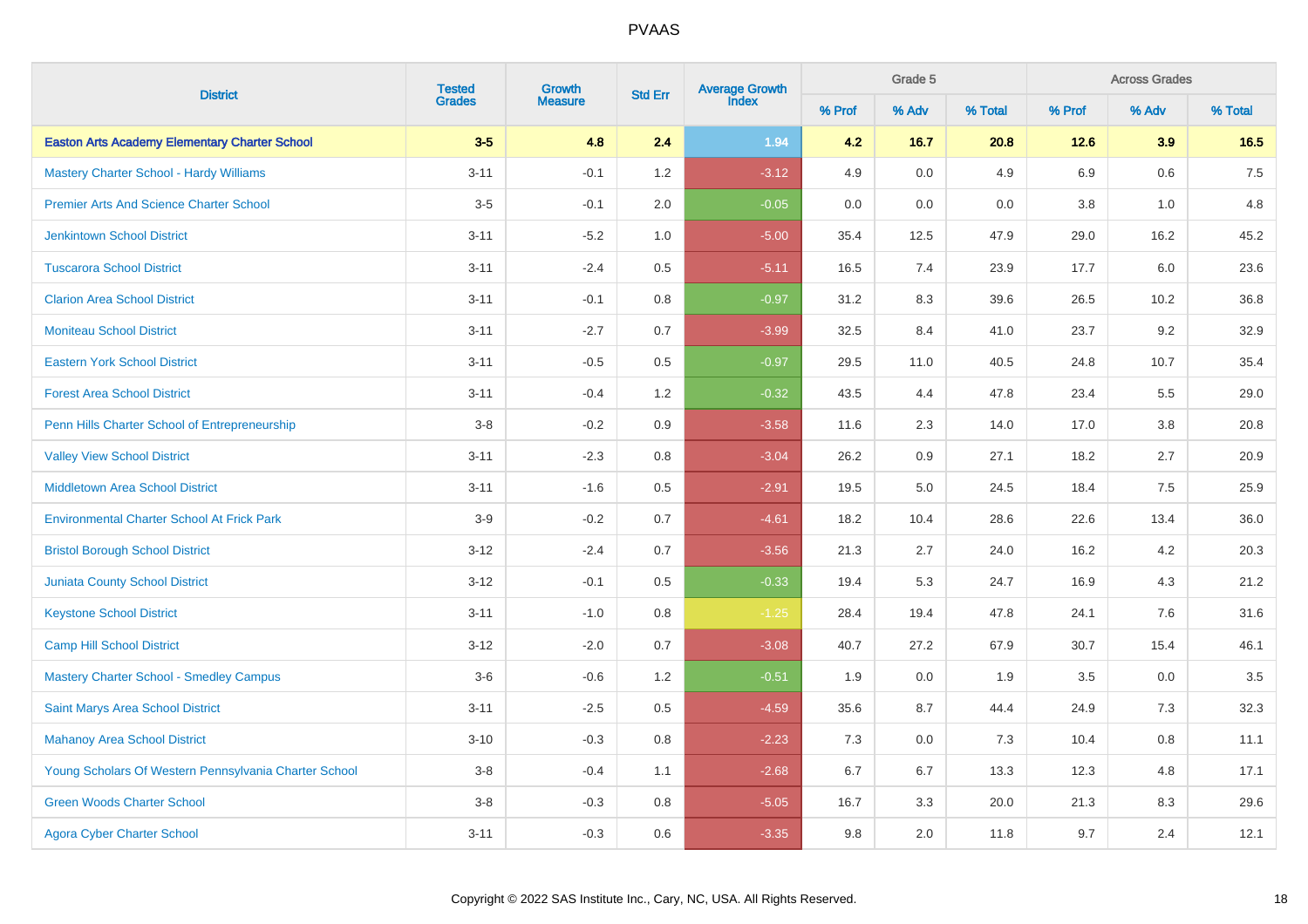# PVAAS

| District | Tested Grades | Growth Measure | Std Err | Average Growth Index | Grade 5 | | | Across Grades | | |
|---|---|---|---|---|---|---|---|---|---|---|
| | | | | | % Prof | % Adv | % Total | % Prof | % Adv | % Total |
| **Easton Arts Academy Elementary Charter School** | **3-5** | **4.8** | **2.4** | **1.94** | **4.2** | **16.7** | **20.8** | **12.6** | **3.9** | **16.5** |
| Mastery Charter School - Hardy Williams | 3-11 | -0.1 | 1.2 | -3.12 | 4.9 | 0.0 | 4.9 | 6.9 | 0.6 | 7.5 |
| Premier Arts And Science Charter School | 3-5 | -0.1 | 2.0 | -0.05 | 0.0 | 0.0 | 0.0 | 3.8 | 1.0 | 4.8 |
| Jenkintown School District | 3-11 | -5.2 | 1.0 | -5.00 | 35.4 | 12.5 | 47.9 | 29.0 | 16.2 | 45.2 |
| Tuscarora School District | 3-11 | -2.4 | 0.5 | -5.11 | 16.5 | 7.4 | 23.9 | 17.7 | 6.0 | 23.6 |
| Clarion Area School District | 3-11 | -0.1 | 0.8 | -0.97 | 31.2 | 8.3 | 39.6 | 26.5 | 10.2 | 36.8 |
| Moniteau School District | 3-11 | -2.7 | 0.7 | -3.99 | 32.5 | 8.4 | 41.0 | 23.7 | 9.2 | 32.9 |
| Eastern York School District | 3-11 | -0.5 | 0.5 | -0.97 | 29.5 | 11.0 | 40.5 | 24.8 | 10.7 | 35.4 |
| Forest Area School District | 3-11 | -0.4 | 1.2 | -0.32 | 43.5 | 4.4 | 47.8 | 23.4 | 5.5 | 29.0 |
| Penn Hills Charter School of Entrepreneurship | 3-8 | -0.2 | 0.9 | -3.58 | 11.6 | 2.3 | 14.0 | 17.0 | 3.8 | 20.8 |
| Valley View School District | 3-11 | -2.3 | 0.8 | -3.04 | 26.2 | 0.9 | 27.1 | 18.2 | 2.7 | 20.9 |
| Middletown Area School District | 3-11 | -1.6 | 0.5 | -2.91 | 19.5 | 5.0 | 24.5 | 18.4 | 7.5 | 25.9 |
| Environmental Charter School At Frick Park | 3-9 | -0.2 | 0.7 | -4.61 | 18.2 | 10.4 | 28.6 | 22.6 | 13.4 | 36.0 |
| Bristol Borough School District | 3-12 | -2.4 | 0.7 | -3.56 | 21.3 | 2.7 | 24.0 | 16.2 | 4.2 | 20.3 |
| Juniata County School District | 3-12 | -0.1 | 0.5 | -0.33 | 19.4 | 5.3 | 24.7 | 16.9 | 4.3 | 21.2 |
| Keystone School District | 3-11 | -1.0 | 0.8 | -1.25 | 28.4 | 19.4 | 47.8 | 24.1 | 7.6 | 31.6 |
| Camp Hill School District | 3-12 | -2.0 | 0.7 | -3.08 | 40.7 | 27.2 | 67.9 | 30.7 | 15.4 | 46.1 |
| Mastery Charter School - Smedley Campus | 3-6 | -0.6 | 1.2 | -0.51 | 1.9 | 0.0 | 1.9 | 3.5 | 0.0 | 3.5 |
| Saint Marys Area School District | 3-11 | -2.5 | 0.5 | -4.59 | 35.6 | 8.7 | 44.4 | 24.9 | 7.3 | 32.3 |
| Mahanoy Area School District | 3-10 | -0.3 | 0.8 | -2.23 | 7.3 | 0.0 | 7.3 | 10.4 | 0.8 | 11.1 |
| Young Scholars Of Western Pennsylvania Charter School | 3-8 | -0.4 | 1.1 | -2.68 | 6.7 | 6.7 | 13.3 | 12.3 | 4.8 | 17.1 |
| Green Woods Charter School | 3-8 | -0.3 | 0.8 | -5.05 | 16.7 | 3.3 | 20.0 | 21.3 | 8.3 | 29.6 |
| Agora Cyber Charter School | 3-11 | -0.3 | 0.6 | -3.35 | 9.8 | 2.0 | 11.8 | 9.7 | 2.4 | 12.1 |

Copyright © 2022 SAS Institute Inc., Cary, NC, USA. All Rights Reserved.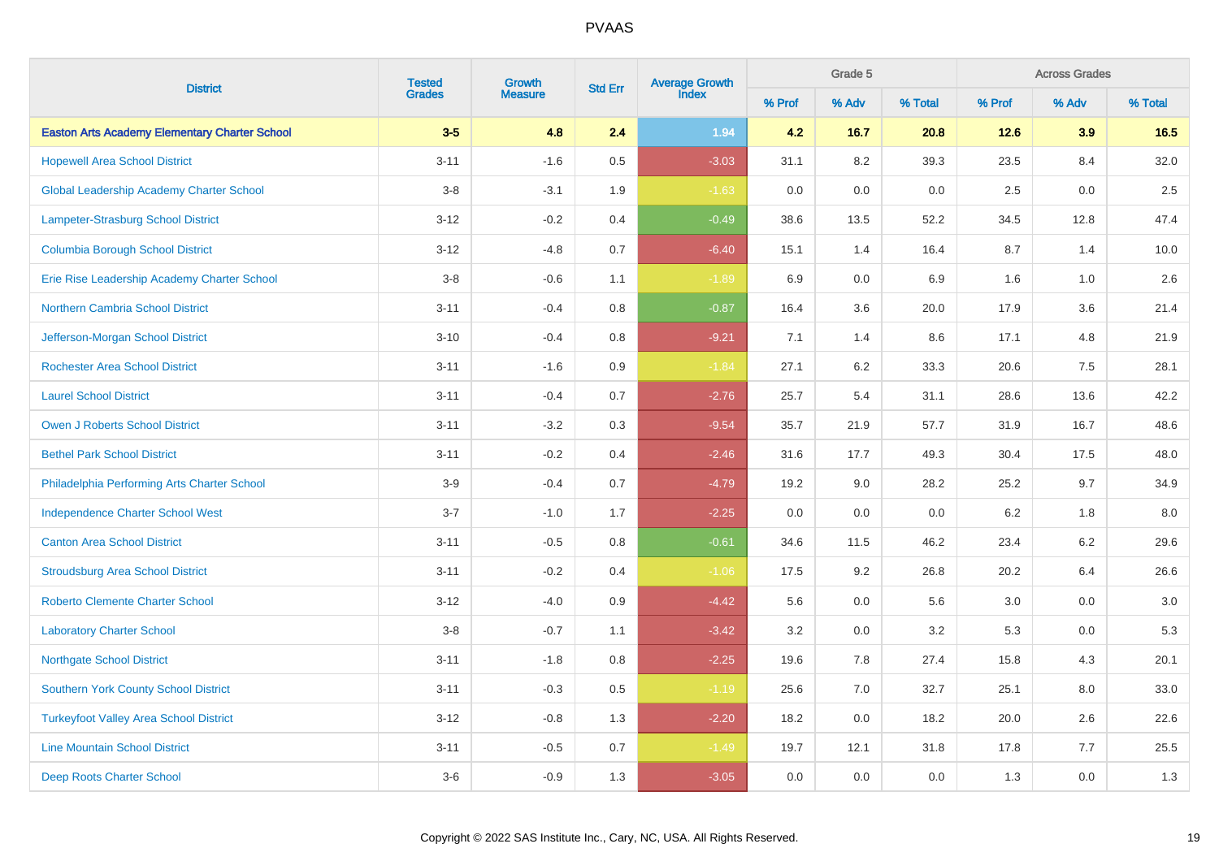# PVAAS

| District | Tested Grades | Growth Measure | Std Err | Average Growth Index | Grade 5 | | | Across Grades | | |
|---|---|---|---|---|---|---|---|---|---|---|
| | | | | | % Prof | % Adv | % Total | % Prof | % Adv | % Total |
| **Easton Arts Academy Elementary Charter School** | **3-5** | **4.8** | **2.4** | **1.94** | **4.2** | **16.7** | **20.8** | **12.6** | **3.9** | **16.5** |
| Hopewell Area School District | 3-11 | -1.6 | 0.5 | -3.03 | 31.1 | 8.2 | 39.3 | 23.5 | 8.4 | 32.0 |
| Global Leadership Academy Charter School | 3-8 | -3.1 | 1.9 | -1.63 | 0.0 | 0.0 | 0.0 | 2.5 | 0.0 | 2.5 |
| Lampeter-Strasburg School District | 3-12 | -0.2 | 0.4 | -0.49 | 38.6 | 13.5 | 52.2 | 34.5 | 12.8 | 47.4 |
| Columbia Borough School District | 3-12 | -4.8 | 0.7 | -6.40 | 15.1 | 1.4 | 16.4 | 8.7 | 1.4 | 10.0 |
| Erie Rise Leadership Academy Charter School | 3-8 | -0.6 | 1.1 | -1.89 | 6.9 | 0.0 | 6.9 | 1.6 | 1.0 | 2.6 |
| Northern Cambria School District | 3-11 | -0.4 | 0.8 | -0.87 | 16.4 | 3.6 | 20.0 | 17.9 | 3.6 | 21.4 |
| Jefferson-Morgan School District | 3-10 | -0.4 | 0.8 | -9.21 | 7.1 | 1.4 | 8.6 | 17.1 | 4.8 | 21.9 |
| Rochester Area School District | 3-11 | -1.6 | 0.9 | -1.84 | 27.1 | 6.2 | 33.3 | 20.6 | 7.5 | 28.1 |
| Laurel School District | 3-11 | -0.4 | 0.7 | -2.76 | 25.7 | 5.4 | 31.1 | 28.6 | 13.6 | 42.2 |
| Owen J Roberts School District | 3-11 | -3.2 | 0.3 | -9.54 | 35.7 | 21.9 | 57.7 | 31.9 | 16.7 | 48.6 |
| Bethel Park School District | 3-11 | -0.2 | 0.4 | -2.46 | 31.6 | 17.7 | 49.3 | 30.4 | 17.5 | 48.0 |
| Philadelphia Performing Arts Charter School | 3-9 | -0.4 | 0.7 | -4.79 | 19.2 | 9.0 | 28.2 | 25.2 | 9.7 | 34.9 |
| Independence Charter School West | 3-7 | -1.0 | 1.7 | -2.25 | 0.0 | 0.0 | 0.0 | 6.2 | 1.8 | 8.0 |
| Canton Area School District | 3-11 | -0.5 | 0.8 | -0.61 | 34.6 | 11.5 | 46.2 | 23.4 | 6.2 | 29.6 |
| Stroudsburg Area School District | 3-11 | -0.2 | 0.4 | -1.06 | 17.5 | 9.2 | 26.8 | 20.2 | 6.4 | 26.6 |
| Roberto Clemente Charter School | 3-12 | -4.0 | 0.9 | -4.42 | 5.6 | 0.0 | 5.6 | 3.0 | 0.0 | 3.0 |
| Laboratory Charter School | 3-8 | -0.7 | 1.1 | -3.42 | 3.2 | 0.0 | 3.2 | 5.3 | 0.0 | 5.3 |
| Northgate School District | 3-11 | -1.8 | 0.8 | -2.25 | 19.6 | 7.8 | 27.4 | 15.8 | 4.3 | 20.1 |
| Southern York County School District | 3-11 | -0.3 | 0.5 | -1.19 | 25.6 | 7.0 | 32.7 | 25.1 | 8.0 | 33.0 |
| Turkeyfoot Valley Area School District | 3-12 | -0.8 | 1.3 | -2.20 | 18.2 | 0.0 | 18.2 | 20.0 | 2.6 | 22.6 |
| Line Mountain School District | 3-11 | -0.5 | 0.7 | -1.49 | 19.7 | 12.1 | 31.8 | 17.8 | 7.7 | 25.5 |
| Deep Roots Charter School | 3-6 | -0.9 | 1.3 | -3.05 | 0.0 | 0.0 | 0.0 | 1.3 | 0.0 | 1.3 |

Copyright © 2022 SAS Institute Inc., Cary, NC, USA. All Rights Reserved.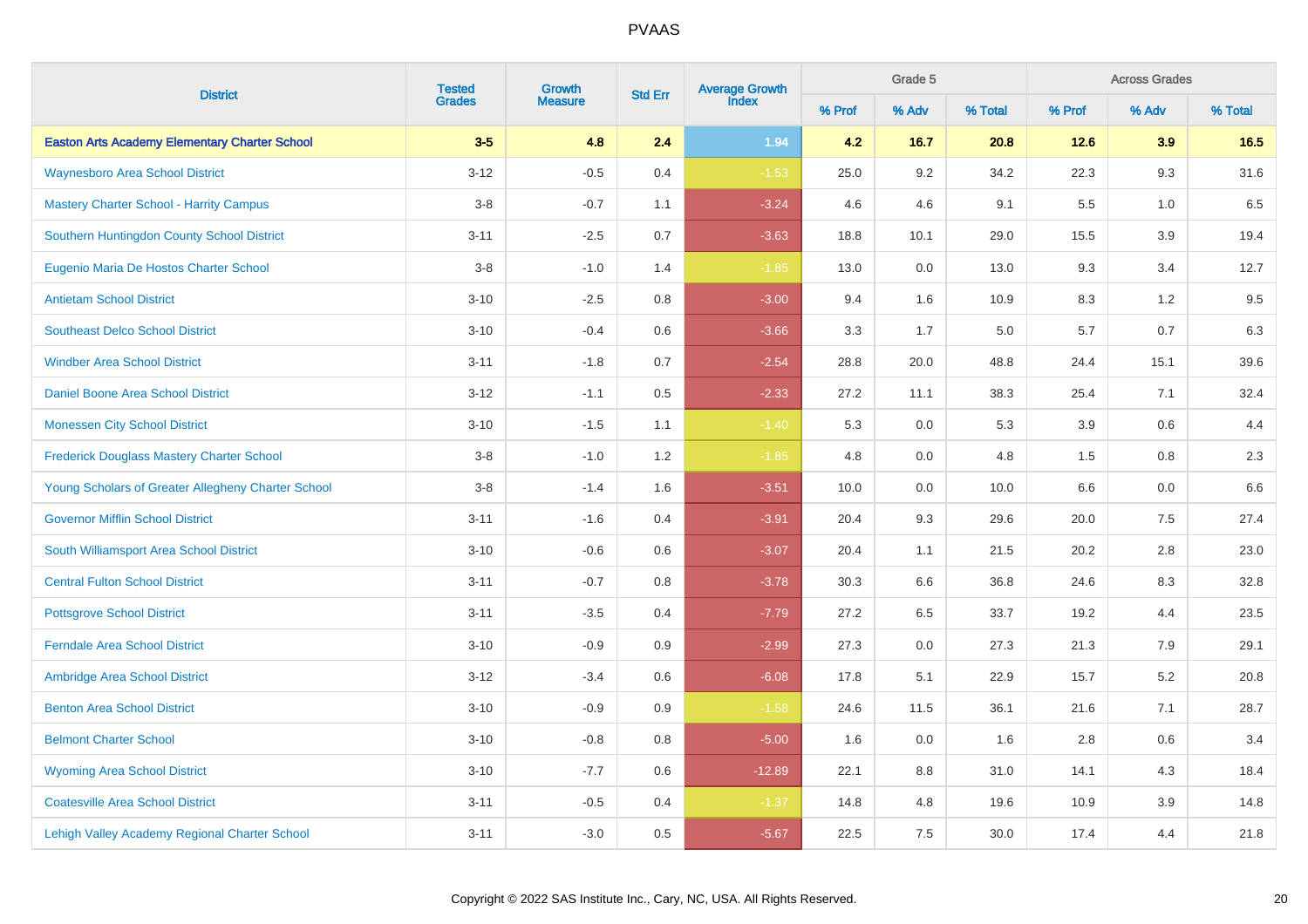# PVAAS

| District | Tested Grades | Growth Measure | Std Err | Average Growth Index | Grade 5 | | | Across Grades | | |
|---|---|---|---|---|---|---|---|---|---|---|
| | | | | | % Prof | % Adv | % Total | % Prof | % Adv | % Total |
| **Easton Arts Academy Elementary Charter School** | **3-5** | **4.8** | **2.4** | **1.94** | **4.2** | **16.7** | **20.8** | **12.6** | **3.9** | **16.5** |
| Waynesboro Area School District | 3-12 | -0.5 | 0.4 | -1.53 | 25.0 | 9.2 | 34.2 | 22.3 | 9.3 | 31.6 |
| Mastery Charter School - Harrity Campus | 3-8 | -0.7 | 1.1 | -3.24 | 4.6 | 4.6 | 9.1 | 5.5 | 1.0 | 6.5 |
| Southern Huntingdon County School District | 3-11 | -2.5 | 0.7 | -3.63 | 18.8 | 10.1 | 29.0 | 15.5 | 3.9 | 19.4 |
| Eugenio Maria De Hostos Charter School | 3-8 | -1.0 | 1.4 | -1.85 | 13.0 | 0.0 | 13.0 | 9.3 | 3.4 | 12.7 |
| Antietam School District | 3-10 | -2.5 | 0.8 | -3.00 | 9.4 | 1.6 | 10.9 | 8.3 | 1.2 | 9.5 |
| Southeast Delco School District | 3-10 | -0.4 | 0.6 | -3.66 | 3.3 | 1.7 | 5.0 | 5.7 | 0.7 | 6.3 |
| Windber Area School District | 3-11 | -1.8 | 0.7 | -2.54 | 28.8 | 20.0 | 48.8 | 24.4 | 15.1 | 39.6 |
| Daniel Boone Area School District | 3-12 | -1.1 | 0.5 | -2.33 | 27.2 | 11.1 | 38.3 | 25.4 | 7.1 | 32.4 |
| Monessen City School District | 3-10 | -1.5 | 1.1 | -1.40 | 5.3 | 0.0 | 5.3 | 3.9 | 0.6 | 4.4 |
| Frederick Douglass Mastery Charter School | 3-8 | -1.0 | 1.2 | -1.85 | 4.8 | 0.0 | 4.8 | 1.5 | 0.8 | 2.3 |
| Young Scholars of Greater Allegheny Charter School | 3-8 | -1.4 | 1.6 | -3.51 | 10.0 | 0.0 | 10.0 | 6.6 | 0.0 | 6.6 |
| Governor Mifflin School District | 3-11 | -1.6 | 0.4 | -3.91 | 20.4 | 9.3 | 29.6 | 20.0 | 7.5 | 27.4 |
| South Williamsport Area School District | 3-10 | -0.6 | 0.6 | -3.07 | 20.4 | 1.1 | 21.5 | 20.2 | 2.8 | 23.0 |
| Central Fulton School District | 3-11 | -0.7 | 0.8 | -3.78 | 30.3 | 6.6 | 36.8 | 24.6 | 8.3 | 32.8 |
| Pottsgrove School District | 3-11 | -3.5 | 0.4 | -7.79 | 27.2 | 6.5 | 33.7 | 19.2 | 4.4 | 23.5 |
| Ferndale Area School District | 3-10 | -0.9 | 0.9 | -2.99 | 27.3 | 0.0 | 27.3 | 21.3 | 7.9 | 29.1 |
| Ambridge Area School District | 3-12 | -3.4 | 0.6 | -6.08 | 17.8 | 5.1 | 22.9 | 15.7 | 5.2 | 20.8 |
| Benton Area School District | 3-10 | -0.9 | 0.9 | -1.58 | 24.6 | 11.5 | 36.1 | 21.6 | 7.1 | 28.7 |
| Belmont Charter School | 3-10 | -0.8 | 0.8 | -5.00 | 1.6 | 0.0 | 1.6 | 2.8 | 0.6 | 3.4 |
| Wyoming Area School District | 3-10 | -7.7 | 0.6 | -12.89 | 22.1 | 8.8 | 31.0 | 14.1 | 4.3 | 18.4 |
| Coatesville Area School District | 3-11 | -0.5 | 0.4 | -1.37 | 14.8 | 4.8 | 19.6 | 10.9 | 3.9 | 14.8 |
| Lehigh Valley Academy Regional Charter School | 3-11 | -3.0 | 0.5 | -5.67 | 22.5 | 7.5 | 30.0 | 17.4 | 4.4 | 21.8 |

Copyright © 2022 SAS Institute Inc., Cary, NC, USA. All Rights Reserved.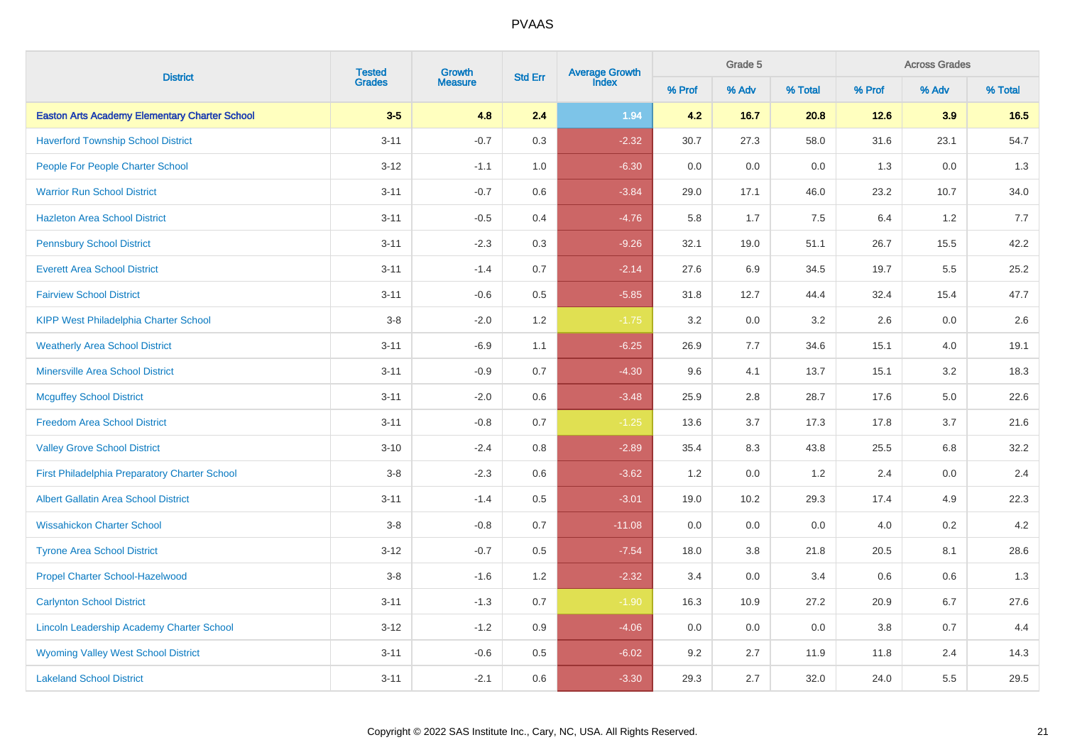# PVAAS

| District | Tested Grades | Growth Measure | Std Err | Average Growth Index | Grade 5 | | | Across Grades | | |
|---|---|---|---|---|---|---|---|---|---|---|
| | | | | | % Prof | % Adv | % Total | % Prof | % Adv | % Total |
| **Easton Arts Academy Elementary Charter School** | **3-5** | **4.8** | **2.4** | **1.94** | **4.2** | **16.7** | **20.8** | **12.6** | **3.9** | **16.5** |
| Haverford Township School District | 3-11 | -0.7 | 0.3 | -2.32 | 30.7 | 27.3 | 58.0 | 31.6 | 23.1 | 54.7 |
| People For People Charter School | 3-12 | -1.1 | 1.0 | -6.30 | 0.0 | 0.0 | 0.0 | 1.3 | 0.0 | 1.3 |
| Warrior Run School District | 3-11 | -0.7 | 0.6 | -3.84 | 29.0 | 17.1 | 46.0 | 23.2 | 10.7 | 34.0 |
| Hazleton Area School District | 3-11 | -0.5 | 0.4 | -4.76 | 5.8 | 1.7 | 7.5 | 6.4 | 1.2 | 7.7 |
| Pennsbury School District | 3-11 | -2.3 | 0.3 | -9.26 | 32.1 | 19.0 | 51.1 | 26.7 | 15.5 | 42.2 |
| Everett Area School District | 3-11 | -1.4 | 0.7 | -2.14 | 27.6 | 6.9 | 34.5 | 19.7 | 5.5 | 25.2 |
| Fairview School District | 3-11 | -0.6 | 0.5 | -5.85 | 31.8 | 12.7 | 44.4 | 32.4 | 15.4 | 47.7 |
| KIPP West Philadelphia Charter School | 3-8 | -2.0 | 1.2 | -1.75 | 3.2 | 0.0 | 3.2 | 2.6 | 0.0 | 2.6 |
| Weatherly Area School District | 3-11 | -6.9 | 1.1 | -6.25 | 26.9 | 7.7 | 34.6 | 15.1 | 4.0 | 19.1 |
| Minersville Area School District | 3-11 | -0.9 | 0.7 | -4.30 | 9.6 | 4.1 | 13.7 | 15.1 | 3.2 | 18.3 |
| Mcguffey School District | 3-11 | -2.0 | 0.6 | -3.48 | 25.9 | 2.8 | 28.7 | 17.6 | 5.0 | 22.6 |
| Freedom Area School District | 3-11 | -0.8 | 0.7 | -1.25 | 13.6 | 3.7 | 17.3 | 17.8 | 3.7 | 21.6 |
| Valley Grove School District | 3-10 | -2.4 | 0.8 | -2.89 | 35.4 | 8.3 | 43.8 | 25.5 | 6.8 | 32.2 |
| First Philadelphia Preparatory Charter School | 3-8 | -2.3 | 0.6 | -3.62 | 1.2 | 0.0 | 1.2 | 2.4 | 0.0 | 2.4 |
| Albert Gallatin Area School District | 3-11 | -1.4 | 0.5 | -3.01 | 19.0 | 10.2 | 29.3 | 17.4 | 4.9 | 22.3 |
| Wissahickon Charter School | 3-8 | -0.8 | 0.7 | -11.08 | 0.0 | 0.0 | 0.0 | 4.0 | 0.2 | 4.2 |
| Tyrone Area School District | 3-12 | -0.7 | 0.5 | -7.54 | 18.0 | 3.8 | 21.8 | 20.5 | 8.1 | 28.6 |
| Propel Charter School-Hazelwood | 3-8 | -1.6 | 1.2 | -2.32 | 3.4 | 0.0 | 3.4 | 0.6 | 0.6 | 1.3 |
| Carlynton School District | 3-11 | -1.3 | 0.7 | -1.90 | 16.3 | 10.9 | 27.2 | 20.9 | 6.7 | 27.6 |
| Lincoln Leadership Academy Charter School | 3-12 | -1.2 | 0.9 | -4.06 | 0.0 | 0.0 | 0.0 | 3.8 | 0.7 | 4.4 |
| Wyoming Valley West School District | 3-11 | -0.6 | 0.5 | -6.02 | 9.2 | 2.7 | 11.9 | 11.8 | 2.4 | 14.3 |
| Lakeland School District | 3-11 | -2.1 | 0.6 | -3.30 | 29.3 | 2.7 | 32.0 | 24.0 | 5.5 | 29.5 |

Copyright © 2022 SAS Institute Inc., Cary, NC, USA. All Rights Reserved.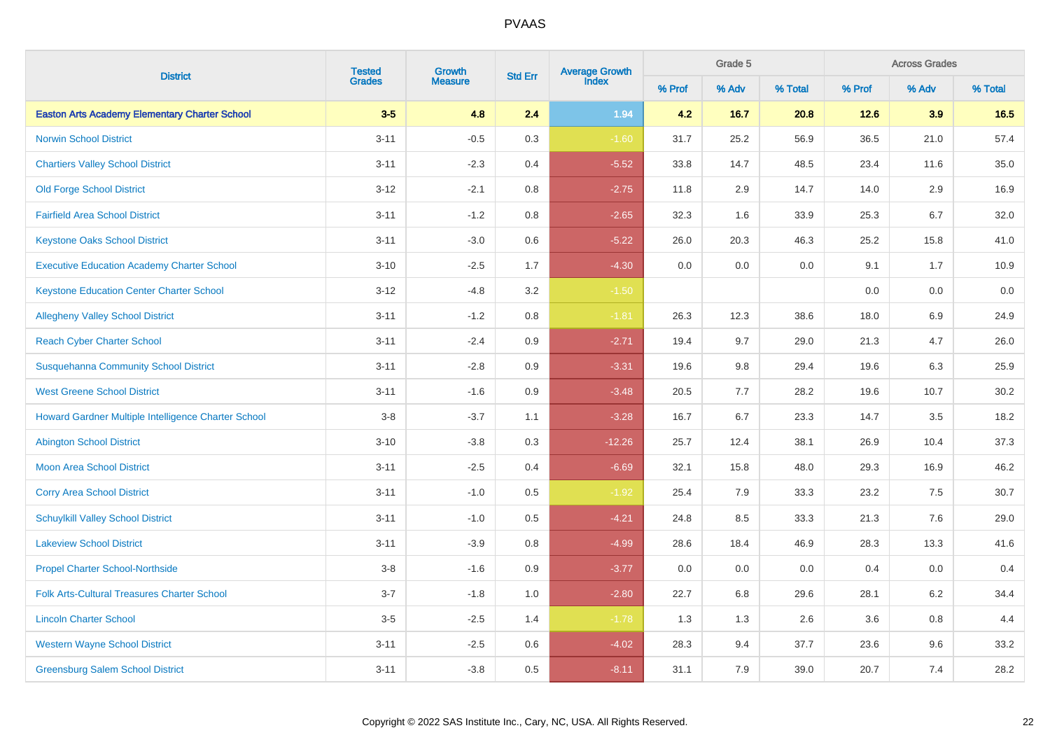# PVAAS

| District | Tested Grades | Growth Measure | Std Err | Average Growth Index | Grade 5 | | | Across Grades | | |
|---|---|---|---|---|---|---|---|---|---|---|
| | | | | | % Prof | % Adv | % Total | % Prof | % Adv | % Total |
| **Easton Arts Academy Elementary Charter School** | **3-5** | **4.8** | **2.4** | **1.94** | **4.2** | **16.7** | **20.8** | **12.6** | **3.9** | **16.5** |
| Norwin School District | 3-11 | -0.5 | 0.3 | -1.60 | 31.7 | 25.2 | 56.9 | 36.5 | 21.0 | 57.4 |
| Chartiers Valley School District | 3-11 | -2.3 | 0.4 | -5.52 | 33.8 | 14.7 | 48.5 | 23.4 | 11.6 | 35.0 |
| Old Forge School District | 3-12 | -2.1 | 0.8 | -2.75 | 11.8 | 2.9 | 14.7 | 14.0 | 2.9 | 16.9 |
| Fairfield Area School District | 3-11 | -1.2 | 0.8 | -2.65 | 32.3 | 1.6 | 33.9 | 25.3 | 6.7 | 32.0 |
| Keystone Oaks School District | 3-11 | -3.0 | 0.6 | -5.22 | 26.0 | 20.3 | 46.3 | 25.2 | 15.8 | 41.0 |
| Executive Education Academy Charter School | 3-10 | -2.5 | 1.7 | -4.30 | 0.0 | 0.0 | 0.0 | 9.1 | 1.7 | 10.9 |
| Keystone Education Center Charter School | 3-12 | -4.8 | 3.2 | -1.50 | | | | 0.0 | 0.0 | 0.0 |
| Allegheny Valley School District | 3-11 | -1.2 | 0.8 | -1.81 | 26.3 | 12.3 | 38.6 | 18.0 | 6.9 | 24.9 |
| Reach Cyber Charter School | 3-11 | -2.4 | 0.9 | -2.71 | 19.4 | 9.7 | 29.0 | 21.3 | 4.7 | 26.0 |
| Susquehanna Community School District | 3-11 | -2.8 | 0.9 | -3.31 | 19.6 | 9.8 | 29.4 | 19.6 | 6.3 | 25.9 |
| West Greene School District | 3-11 | -1.6 | 0.9 | -3.48 | 20.5 | 7.7 | 28.2 | 19.6 | 10.7 | 30.2 |
| Howard Gardner Multiple Intelligence Charter School | 3-8 | -3.7 | 1.1 | -3.28 | 16.7 | 6.7 | 23.3 | 14.7 | 3.5 | 18.2 |
| Abington School District | 3-10 | -3.8 | 0.3 | -12.26 | 25.7 | 12.4 | 38.1 | 26.9 | 10.4 | 37.3 |
| Moon Area School District | 3-11 | -2.5 | 0.4 | -6.69 | 32.1 | 15.8 | 48.0 | 29.3 | 16.9 | 46.2 |
| Corry Area School District | 3-11 | -1.0 | 0.5 | -1.92 | 25.4 | 7.9 | 33.3 | 23.2 | 7.5 | 30.7 |
| Schuylkill Valley School District | 3-11 | -1.0 | 0.5 | -4.21 | 24.8 | 8.5 | 33.3 | 21.3 | 7.6 | 29.0 |
| Lakeview School District | 3-11 | -3.9 | 0.8 | -4.99 | 28.6 | 18.4 | 46.9 | 28.3 | 13.3 | 41.6 |
| Propel Charter School-Northside | 3-8 | -1.6 | 0.9 | -3.77 | 0.0 | 0.0 | 0.0 | 0.4 | 0.0 | 0.4 |
| Folk Arts-Cultural Treasures Charter School | 3-7 | -1.8 | 1.0 | -2.80 | 22.7 | 6.8 | 29.6 | 28.1 | 6.2 | 34.4 |
| Lincoln Charter School | 3-5 | -2.5 | 1.4 | -1.78 | 1.3 | 1.3 | 2.6 | 3.6 | 0.8 | 4.4 |
| Western Wayne School District | 3-11 | -2.5 | 0.6 | -4.02 | 28.3 | 9.4 | 37.7 | 23.6 | 9.6 | 33.2 |
| Greensburg Salem School District | 3-11 | -3.8 | 0.5 | -8.11 | 31.1 | 7.9 | 39.0 | 20.7 | 7.4 | 28.2 |

Copyright © 2022 SAS Institute Inc., Cary, NC, USA. All Rights Reserved.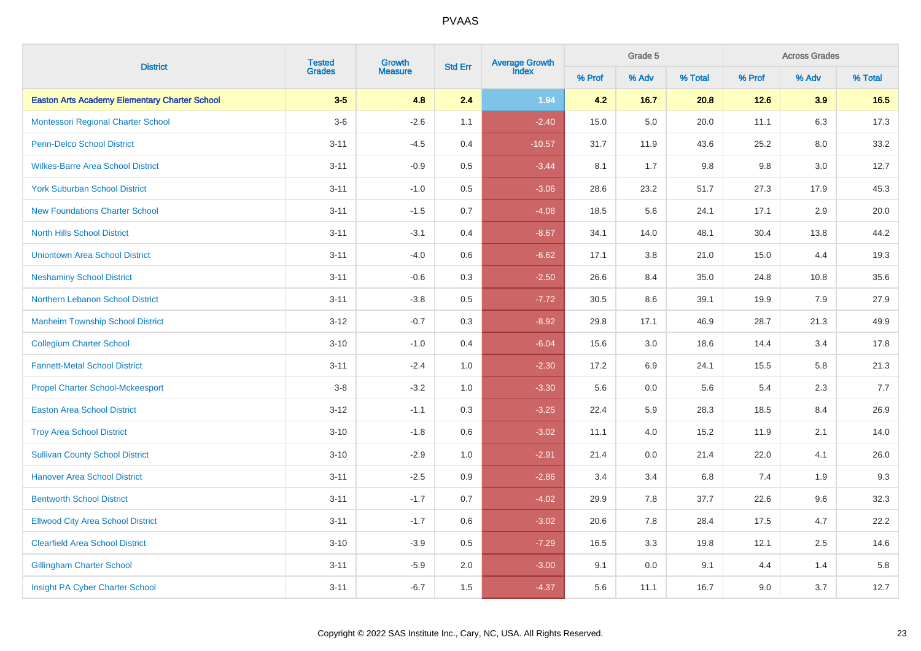PVAAS

| District | Tested Grades | Growth Measure | Std Err | Average Growth Index | Grade 5 | | | Across Grades | | |
|---|---|---|---|---|---|---|---|---|---|---|
| | | | | | % Prof | % Adv | % Total | % Prof | % Adv | % Total |
| **Easton Arts Academy Elementary Charter School** | **3-5** | **4.8** | **2.4** | **1.94** | **4.2** | **16.7** | **20.8** | **12.6** | **3.9** | **16.5** |
| Montessori Regional Charter School | 3-6 | -2.6 | 1.1 | -2.40 | 15.0 | 5.0 | 20.0 | 11.1 | 6.3 | 17.3 |
| Penn-Delco School District | 3-11 | -4.5 | 0.4 | -10.57 | 31.7 | 11.9 | 43.6 | 25.2 | 8.0 | 33.2 |
| Wilkes-Barre Area School District | 3-11 | -0.9 | 0.5 | -3.44 | 8.1 | 1.7 | 9.8 | 9.8 | 3.0 | 12.7 |
| York Suburban School District | 3-11 | -1.0 | 0.5 | -3.06 | 28.6 | 23.2 | 51.7 | 27.3 | 17.9 | 45.3 |
| New Foundations Charter School | 3-11 | -1.5 | 0.7 | -4.08 | 18.5 | 5.6 | 24.1 | 17.1 | 2.9 | 20.0 |
| North Hills School District | 3-11 | -3.1 | 0.4 | -8.67 | 34.1 | 14.0 | 48.1 | 30.4 | 13.8 | 44.2 |
| Uniontown Area School District | 3-11 | -4.0 | 0.6 | -6.62 | 17.1 | 3.8 | 21.0 | 15.0 | 4.4 | 19.3 |
| Neshaminy School District | 3-11 | -0.6 | 0.3 | -2.50 | 26.6 | 8.4 | 35.0 | 24.8 | 10.8 | 35.6 |
| Northern Lebanon School District | 3-11 | -3.8 | 0.5 | -7.72 | 30.5 | 8.6 | 39.1 | 19.9 | 7.9 | 27.9 |
| Manheim Township School District | 3-12 | -0.7 | 0.3 | -8.92 | 29.8 | 17.1 | 46.9 | 28.7 | 21.3 | 49.9 |
| Collegium Charter School | 3-10 | -1.0 | 0.4 | -6.04 | 15.6 | 3.0 | 18.6 | 14.4 | 3.4 | 17.8 |
| Fannett-Metal School District | 3-11 | -2.4 | 1.0 | -2.30 | 17.2 | 6.9 | 24.1 | 15.5 | 5.8 | 21.3 |
| Propel Charter School-Mckeesport | 3-8 | -3.2 | 1.0 | -3.30 | 5.6 | 0.0 | 5.6 | 5.4 | 2.3 | 7.7 |
| Easton Area School District | 3-12 | -1.1 | 0.3 | -3.25 | 22.4 | 5.9 | 28.3 | 18.5 | 8.4 | 26.9 |
| Troy Area School District | 3-10 | -1.8 | 0.6 | -3.02 | 11.1 | 4.0 | 15.2 | 11.9 | 2.1 | 14.0 |
| Sullivan County School District | 3-10 | -2.9 | 1.0 | -2.91 | 21.4 | 0.0 | 21.4 | 22.0 | 4.1 | 26.0 |
| Hanover Area School District | 3-11 | -2.5 | 0.9 | -2.86 | 3.4 | 3.4 | 6.8 | 7.4 | 1.9 | 9.3 |
| Bentworth School District | 3-11 | -1.7 | 0.7 | -4.02 | 29.9 | 7.8 | 37.7 | 22.6 | 9.6 | 32.3 |
| Ellwood City Area School District | 3-11 | -1.7 | 0.6 | -3.02 | 20.6 | 7.8 | 28.4 | 17.5 | 4.7 | 22.2 |
| Clearfield Area School District | 3-10 | -3.9 | 0.5 | -7.29 | 16.5 | 3.3 | 19.8 | 12.1 | 2.5 | 14.6 |
| Gillingham Charter School | 3-11 | -5.9 | 2.0 | -3.00 | 9.1 | 0.0 | 9.1 | 4.4 | 1.4 | 5.8 |
| Insight PA Cyber Charter School | 3-11 | -6.7 | 1.5 | -4.37 | 5.6 | 11.1 | 16.7 | 9.0 | 3.7 | 12.7 |

Copyright © 2022 SAS Institute Inc., Cary, NC, USA. All Rights Reserved.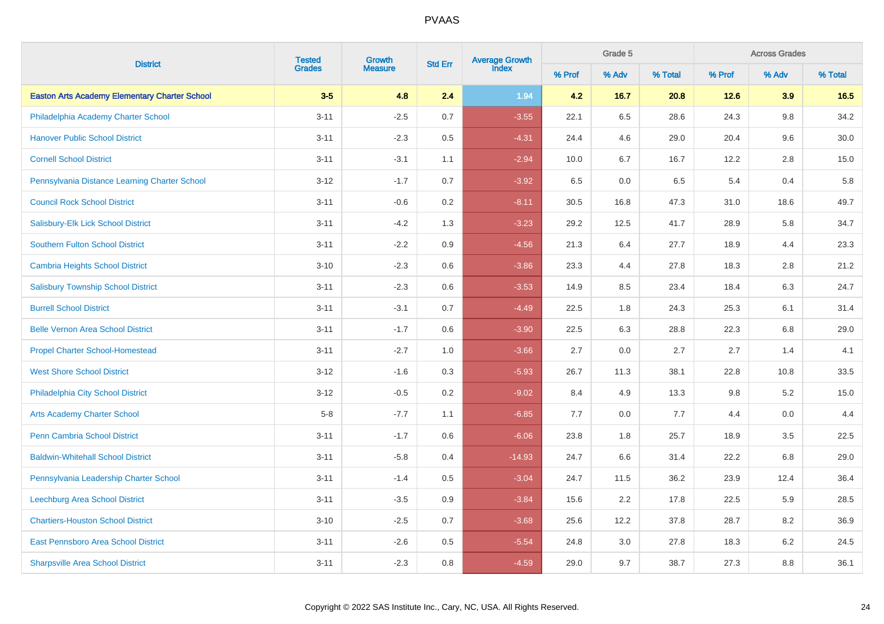| District | Tested Grades | Growth Measure | Std Err | Average Growth Index | Grade 5 | | | Across Grades | | |
|---|---|---|---|---|---|---|---|---|---|---|
| | | | | | % Prof | % Adv | % Total | % Prof | % Adv | % Total |
| **Easton Arts Academy Elementary Charter School** | **3-5** | **4.8** | **2.4** | **1.94** | **4.2** | **16.7** | **20.8** | **12.6** | **3.9** | **16.5** |
| Philadelphia Academy Charter School | 3-11 | -2.5 | 0.7 | -3.55 | 22.1 | 6.5 | 28.6 | 24.3 | 9.8 | 34.2 |
| Hanover Public School District | 3-11 | -2.3 | 0.5 | -4.31 | 24.4 | 4.6 | 29.0 | 20.4 | 9.6 | 30.0 |
| Cornell School District | 3-11 | -3.1 | 1.1 | -2.94 | 10.0 | 6.7 | 16.7 | 12.2 | 2.8 | 15.0 |
| Pennsylvania Distance Learning Charter School | 3-12 | -1.7 | 0.7 | -3.92 | 6.5 | 0.0 | 6.5 | 5.4 | 0.4 | 5.8 |
| Council Rock School District | 3-11 | -0.6 | 0.2 | -8.11 | 30.5 | 16.8 | 47.3 | 31.0 | 18.6 | 49.7 |
| Salisbury-Elk Lick School District | 3-11 | -4.2 | 1.3 | -3.23 | 29.2 | 12.5 | 41.7 | 28.9 | 5.8 | 34.7 |
| Southern Fulton School District | 3-11 | -2.2 | 0.9 | -4.56 | 21.3 | 6.4 | 27.7 | 18.9 | 4.4 | 23.3 |
| Cambria Heights School District | 3-10 | -2.3 | 0.6 | -3.86 | 23.3 | 4.4 | 27.8 | 18.3 | 2.8 | 21.2 |
| Salisbury Township School District | 3-11 | -2.3 | 0.6 | -3.53 | 14.9 | 8.5 | 23.4 | 18.4 | 6.3 | 24.7 |
| Burrell School District | 3-11 | -3.1 | 0.7 | -4.49 | 22.5 | 1.8 | 24.3 | 25.3 | 6.1 | 31.4 |
| Belle Vernon Area School District | 3-11 | -1.7 | 0.6 | -3.90 | 22.5 | 6.3 | 28.8 | 22.3 | 6.8 | 29.0 |
| Propel Charter School-Homestead | 3-11 | -2.7 | 1.0 | -3.66 | 2.7 | 0.0 | 2.7 | 2.7 | 1.4 | 4.1 |
| West Shore School District | 3-12 | -1.6 | 0.3 | -5.93 | 26.7 | 11.3 | 38.1 | 22.8 | 10.8 | 33.5 |
| Philadelphia City School District | 3-12 | -0.5 | 0.2 | -9.02 | 8.4 | 4.9 | 13.3 | 9.8 | 5.2 | 15.0 |
| Arts Academy Charter School | 5-8 | -7.7 | 1.1 | -6.85 | 7.7 | 0.0 | 7.7 | 4.4 | 0.0 | 4.4 |
| Penn Cambria School District | 3-11 | -1.7 | 0.6 | -6.06 | 23.8 | 1.8 | 25.7 | 18.9 | 3.5 | 22.5 |
| Baldwin-Whitehall School District | 3-11 | -5.8 | 0.4 | -14.93 | 24.7 | 6.6 | 31.4 | 22.2 | 6.8 | 29.0 |
| Pennsylvania Leadership Charter School | 3-11 | -1.4 | 0.5 | -3.04 | 24.7 | 11.5 | 36.2 | 23.9 | 12.4 | 36.4 |
| Leechburg Area School District | 3-11 | -3.5 | 0.9 | -3.84 | 15.6 | 2.2 | 17.8 | 22.5 | 5.9 | 28.5 |
| Chartiers-Houston School District | 3-10 | -2.5 | 0.7 | -3.68 | 25.6 | 12.2 | 37.8 | 28.7 | 8.2 | 36.9 |
| East Pennsboro Area School District | 3-11 | -2.6 | 0.5 | -5.54 | 24.8 | 3.0 | 27.8 | 18.3 | 6.2 | 24.5 |
| Sharpsville Area School District | 3-11 | -2.3 | 0.8 | -4.59 | 29.0 | 9.7 | 38.7 | 27.3 | 8.8 | 36.1 |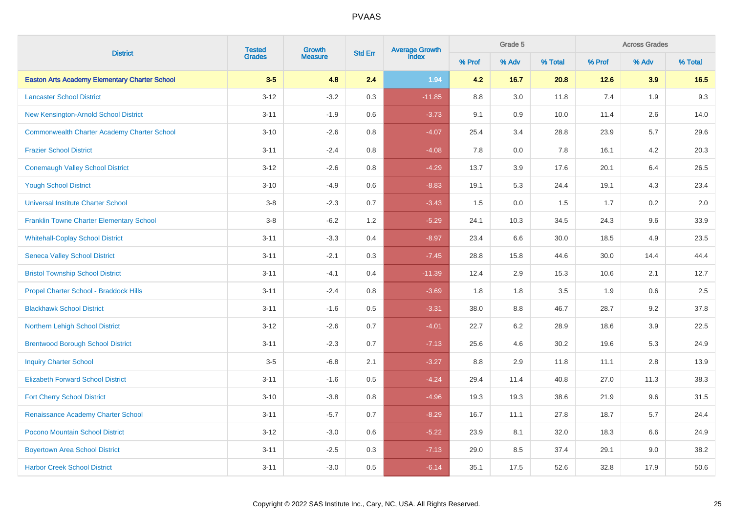# PVAAS

| District | Tested Grades | Growth Measure | Std Err | Average Growth Index | Grade 5 | | | Across Grades | | |
|---|---|---|---|---|---|---|---|---|---|---|
| | | | | | % Prof | % Adv | % Total | % Prof | % Adv | % Total |
| **Easton Arts Academy Elementary Charter School** | **3-5** | **4.8** | **2.4** | **1.94** | **4.2** | **16.7** | **20.8** | **12.6** | **3.9** | **16.5** |
| Lancaster School District | 3-12 | -3.2 | 0.3 | -11.85 | 8.8 | 3.0 | 11.8 | 7.4 | 1.9 | 9.3 |
| New Kensington-Arnold School District | 3-11 | -1.9 | 0.6 | -3.73 | 9.1 | 0.9 | 10.0 | 11.4 | 2.6 | 14.0 |
| Commonwealth Charter Academy Charter School | 3-10 | -2.6 | 0.8 | -4.07 | 25.4 | 3.4 | 28.8 | 23.9 | 5.7 | 29.6 |
| Frazier School District | 3-11 | -2.4 | 0.8 | -4.08 | 7.8 | 0.0 | 7.8 | 16.1 | 4.2 | 20.3 |
| Conemaugh Valley School District | 3-12 | -2.6 | 0.8 | -4.29 | 13.7 | 3.9 | 17.6 | 20.1 | 6.4 | 26.5 |
| Yough School District | 3-10 | -4.9 | 0.6 | -8.83 | 19.1 | 5.3 | 24.4 | 19.1 | 4.3 | 23.4 |
| Universal Institute Charter School | 3-8 | -2.3 | 0.7 | -3.43 | 1.5 | 0.0 | 1.5 | 1.7 | 0.2 | 2.0 |
| Franklin Towne Charter Elementary School | 3-8 | -6.2 | 1.2 | -5.29 | 24.1 | 10.3 | 34.5 | 24.3 | 9.6 | 33.9 |
| Whitehall-Coplay School District | 3-11 | -3.3 | 0.4 | -8.97 | 23.4 | 6.6 | 30.0 | 18.5 | 4.9 | 23.5 |
| Seneca Valley School District | 3-11 | -2.1 | 0.3 | -7.45 | 28.8 | 15.8 | 44.6 | 30.0 | 14.4 | 44.4 |
| Bristol Township School District | 3-11 | -4.1 | 0.4 | -11.39 | 12.4 | 2.9 | 15.3 | 10.6 | 2.1 | 12.7 |
| Propel Charter School - Braddock Hills | 3-11 | -2.4 | 0.8 | -3.69 | 1.8 | 1.8 | 3.5 | 1.9 | 0.6 | 2.5 |
| Blackhawk School District | 3-11 | -1.6 | 0.5 | -3.31 | 38.0 | 8.8 | 46.7 | 28.7 | 9.2 | 37.8 |
| Northern Lehigh School District | 3-12 | -2.6 | 0.7 | -4.01 | 22.7 | 6.2 | 28.9 | 18.6 | 3.9 | 22.5 |
| Brentwood Borough School District | 3-11 | -2.3 | 0.7 | -7.13 | 25.6 | 4.6 | 30.2 | 19.6 | 5.3 | 24.9 |
| Inquiry Charter School | 3-5 | -6.8 | 2.1 | -3.27 | 8.8 | 2.9 | 11.8 | 11.1 | 2.8 | 13.9 |
| Elizabeth Forward School District | 3-11 | -1.6 | 0.5 | -4.24 | 29.4 | 11.4 | 40.8 | 27.0 | 11.3 | 38.3 |
| Fort Cherry School District | 3-10 | -3.8 | 0.8 | -4.96 | 19.3 | 19.3 | 38.6 | 21.9 | 9.6 | 31.5 |
| Renaissance Academy Charter School | 3-11 | -5.7 | 0.7 | -8.29 | 16.7 | 11.1 | 27.8 | 18.7 | 5.7 | 24.4 |
| Pocono Mountain School District | 3-12 | -3.0 | 0.6 | -5.22 | 23.9 | 8.1 | 32.0 | 18.3 | 6.6 | 24.9 |
| Boyertown Area School District | 3-11 | -2.5 | 0.3 | -7.13 | 29.0 | 8.5 | 37.4 | 29.1 | 9.0 | 38.2 |
| Harbor Creek School District | 3-11 | -3.0 | 0.5 | -6.14 | 35.1 | 17.5 | 52.6 | 32.8 | 17.9 | 50.6 |

Copyright © 2022 SAS Institute Inc., Cary, NC, USA. All Rights Reserved.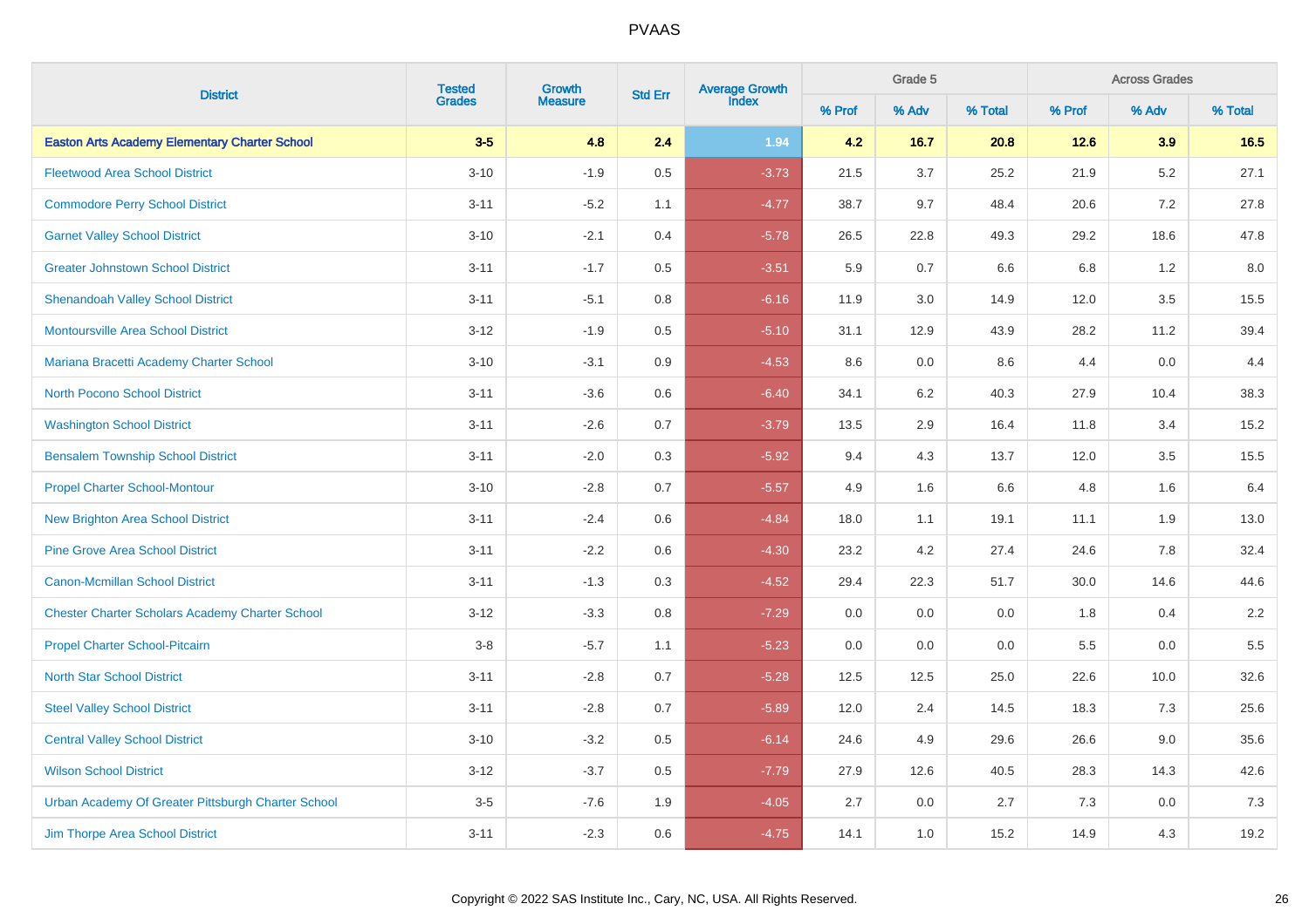| District | Tested Grades | Growth Measure | Std Err | Average Growth Index | Grade 5 | | | Across Grades | | |
|---|---|---|---|---|---|---|---|---|---|---|
| | | | | | % Prof | % Adv | % Total | % Prof | % Adv | % Total |
| **Easton Arts Academy Elementary Charter School** | **3-5** | **4.8** | **2.4** | **1.94** | **4.2** | **16.7** | **20.8** | **12.6** | **3.9** | **16.5** |
| Fleetwood Area School District | 3-10 | -1.9 | 0.5 | -3.73 | 21.5 | 3.7 | 25.2 | 21.9 | 5.2 | 27.1 |
| Commodore Perry School District | 3-11 | -5.2 | 1.1 | -4.77 | 38.7 | 9.7 | 48.4 | 20.6 | 7.2 | 27.8 |
| Garnet Valley School District | 3-10 | -2.1 | 0.4 | -5.78 | 26.5 | 22.8 | 49.3 | 29.2 | 18.6 | 47.8 |
| Greater Johnstown School District | 3-11 | -1.7 | 0.5 | -3.51 | 5.9 | 0.7 | 6.6 | 6.8 | 1.2 | 8.0 |
| Shenandoah Valley School District | 3-11 | -5.1 | 0.8 | -6.16 | 11.9 | 3.0 | 14.9 | 12.0 | 3.5 | 15.5 |
| Montoursville Area School District | 3-12 | -1.9 | 0.5 | -5.10 | 31.1 | 12.9 | 43.9 | 28.2 | 11.2 | 39.4 |
| Mariana Bracetti Academy Charter School | 3-10 | -3.1 | 0.9 | -4.53 | 8.6 | 0.0 | 8.6 | 4.4 | 0.0 | 4.4 |
| North Pocono School District | 3-11 | -3.6 | 0.6 | -6.40 | 34.1 | 6.2 | 40.3 | 27.9 | 10.4 | 38.3 |
| Washington School District | 3-11 | -2.6 | 0.7 | -3.79 | 13.5 | 2.9 | 16.4 | 11.8 | 3.4 | 15.2 |
| Bensalem Township School District | 3-11 | -2.0 | 0.3 | -5.92 | 9.4 | 4.3 | 13.7 | 12.0 | 3.5 | 15.5 |
| Propel Charter School-Montour | 3-10 | -2.8 | 0.7 | -5.57 | 4.9 | 1.6 | 6.6 | 4.8 | 1.6 | 6.4 |
| New Brighton Area School District | 3-11 | -2.4 | 0.6 | -4.84 | 18.0 | 1.1 | 19.1 | 11.1 | 1.9 | 13.0 |
| Pine Grove Area School District | 3-11 | -2.2 | 0.6 | -4.30 | 23.2 | 4.2 | 27.4 | 24.6 | 7.8 | 32.4 |
| Canon-Mcmillan School District | 3-11 | -1.3 | 0.3 | -4.52 | 29.4 | 22.3 | 51.7 | 30.0 | 14.6 | 44.6 |
| Chester Charter Scholars Academy Charter School | 3-12 | -3.3 | 0.8 | -7.29 | 0.0 | 0.0 | 0.0 | 1.8 | 0.4 | 2.2 |
| Propel Charter School-Pitcairn | 3-8 | -5.7 | 1.1 | -5.23 | 0.0 | 0.0 | 0.0 | 5.5 | 0.0 | 5.5 |
| North Star School District | 3-11 | -2.8 | 0.7 | -5.28 | 12.5 | 12.5 | 25.0 | 22.6 | 10.0 | 32.6 |
| Steel Valley School District | 3-11 | -2.8 | 0.7 | -5.89 | 12.0 | 2.4 | 14.5 | 18.3 | 7.3 | 25.6 |
| Central Valley School District | 3-10 | -3.2 | 0.5 | -6.14 | 24.6 | 4.9 | 29.6 | 26.6 | 9.0 | 35.6 |
| Wilson School District | 3-12 | -3.7 | 0.5 | -7.79 | 27.9 | 12.6 | 40.5 | 28.3 | 14.3 | 42.6 |
| Urban Academy Of Greater Pittsburgh Charter School | 3-5 | -7.6 | 1.9 | -4.05 | 2.7 | 0.0 | 2.7 | 7.3 | 0.0 | 7.3 |
| Jim Thorpe Area School District | 3-11 | -2.3 | 0.6 | -4.75 | 14.1 | 1.0 | 15.2 | 14.9 | 4.3 | 19.2 |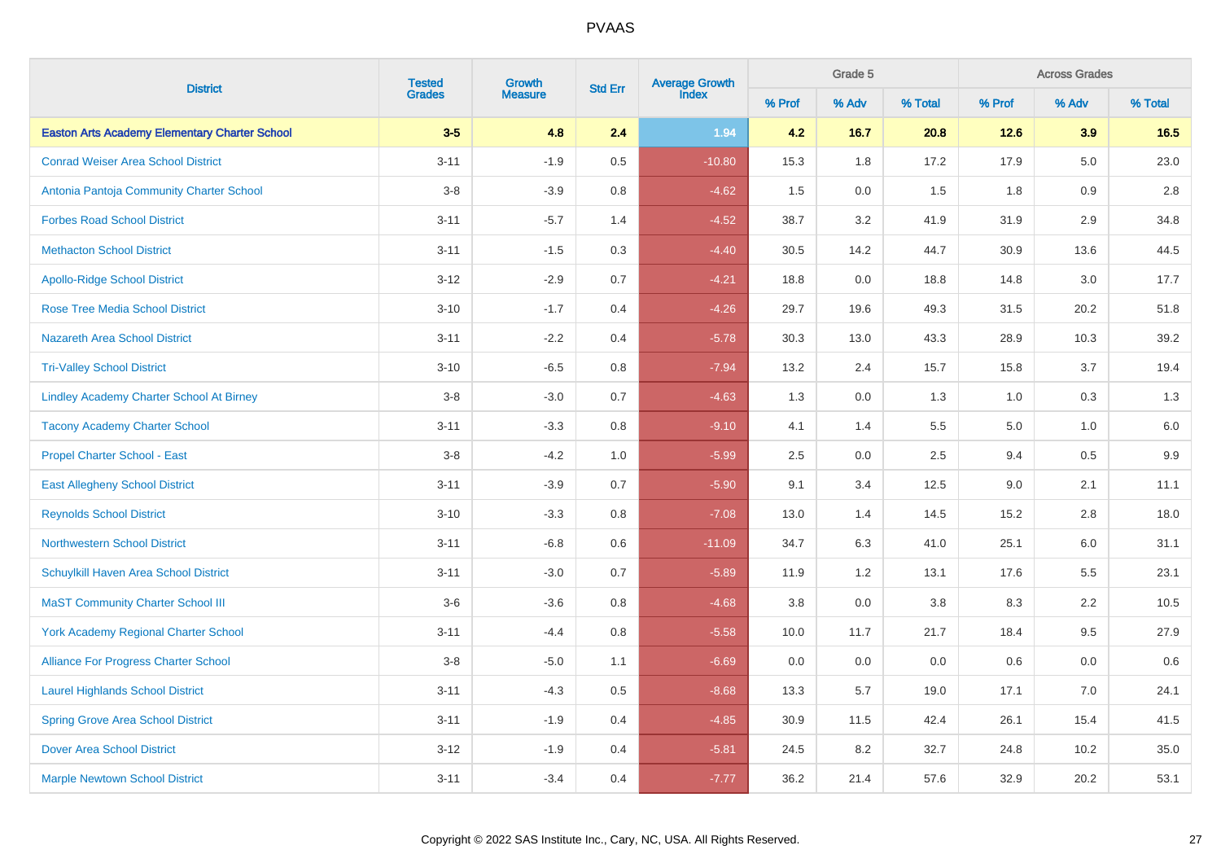# PVAAS

| District | Tested Grades | Growth Measure | Std Err | Average Growth Index | Grade 5 | | | Across Grades | | |
|---|---|---|---|---|---|---|---|---|---|---|
| | | | | | % Prof | % Adv | % Total | % Prof | % Adv | % Total |
| **Easton Arts Academy Elementary Charter School** | **3-5** | **4.8** | **2.4** | **1.94** | **4.2** | **16.7** | **20.8** | **12.6** | **3.9** | **16.5** |
| Conrad Weiser Area School District | 3-11 | -1.9 | 0.5 | -10.80 | 15.3 | 1.8 | 17.2 | 17.9 | 5.0 | 23.0 |
| Antonia Pantoja Community Charter School | 3-8 | -3.9 | 0.8 | -4.62 | 1.5 | 0.0 | 1.5 | 1.8 | 0.9 | 2.8 |
| Forbes Road School District | 3-11 | -5.7 | 1.4 | -4.52 | 38.7 | 3.2 | 41.9 | 31.9 | 2.9 | 34.8 |
| Methacton School District | 3-11 | -1.5 | 0.3 | -4.40 | 30.5 | 14.2 | 44.7 | 30.9 | 13.6 | 44.5 |
| Apollo-Ridge School District | 3-12 | -2.9 | 0.7 | -4.21 | 18.8 | 0.0 | 18.8 | 14.8 | 3.0 | 17.7 |
| Rose Tree Media School District | 3-10 | -1.7 | 0.4 | -4.26 | 29.7 | 19.6 | 49.3 | 31.5 | 20.2 | 51.8 |
| Nazareth Area School District | 3-11 | -2.2 | 0.4 | -5.78 | 30.3 | 13.0 | 43.3 | 28.9 | 10.3 | 39.2 |
| Tri-Valley School District | 3-10 | -6.5 | 0.8 | -7.94 | 13.2 | 2.4 | 15.7 | 15.8 | 3.7 | 19.4 |
| Lindley Academy Charter School At Birney | 3-8 | -3.0 | 0.7 | -4.63 | 1.3 | 0.0 | 1.3 | 1.0 | 0.3 | 1.3 |
| Tacony Academy Charter School | 3-11 | -3.3 | 0.8 | -9.10 | 4.1 | 1.4 | 5.5 | 5.0 | 1.0 | 6.0 |
| Propel Charter School - East | 3-8 | -4.2 | 1.0 | -5.99 | 2.5 | 0.0 | 2.5 | 9.4 | 0.5 | 9.9 |
| East Allegheny School District | 3-11 | -3.9 | 0.7 | -5.90 | 9.1 | 3.4 | 12.5 | 9.0 | 2.1 | 11.1 |
| Reynolds School District | 3-10 | -3.3 | 0.8 | -7.08 | 13.0 | 1.4 | 14.5 | 15.2 | 2.8 | 18.0 |
| Northwestern School District | 3-11 | -6.8 | 0.6 | -11.09 | 34.7 | 6.3 | 41.0 | 25.1 | 6.0 | 31.1 |
| Schuylkill Haven Area School District | 3-11 | -3.0 | 0.7 | -5.89 | 11.9 | 1.2 | 13.1 | 17.6 | 5.5 | 23.1 |
| MaST Community Charter School III | 3-6 | -3.6 | 0.8 | -4.68 | 3.8 | 0.0 | 3.8 | 8.3 | 2.2 | 10.5 |
| York Academy Regional Charter School | 3-11 | -4.4 | 0.8 | -5.58 | 10.0 | 11.7 | 21.7 | 18.4 | 9.5 | 27.9 |
| Alliance For Progress Charter School | 3-8 | -5.0 | 1.1 | -6.69 | 0.0 | 0.0 | 0.0 | 0.6 | 0.0 | 0.6 |
| Laurel Highlands School District | 3-11 | -4.3 | 0.5 | -8.68 | 13.3 | 5.7 | 19.0 | 17.1 | 7.0 | 24.1 |
| Spring Grove Area School District | 3-11 | -1.9 | 0.4 | -4.85 | 30.9 | 11.5 | 42.4 | 26.1 | 15.4 | 41.5 |
| Dover Area School District | 3-12 | -1.9 | 0.4 | -5.81 | 24.5 | 8.2 | 32.7 | 24.8 | 10.2 | 35.0 |
| Marple Newtown School District | 3-11 | -3.4 | 0.4 | -7.77 | 36.2 | 21.4 | 57.6 | 32.9 | 20.2 | 53.1 |

Copyright © 2022 SAS Institute Inc., Cary, NC, USA. All Rights Reserved.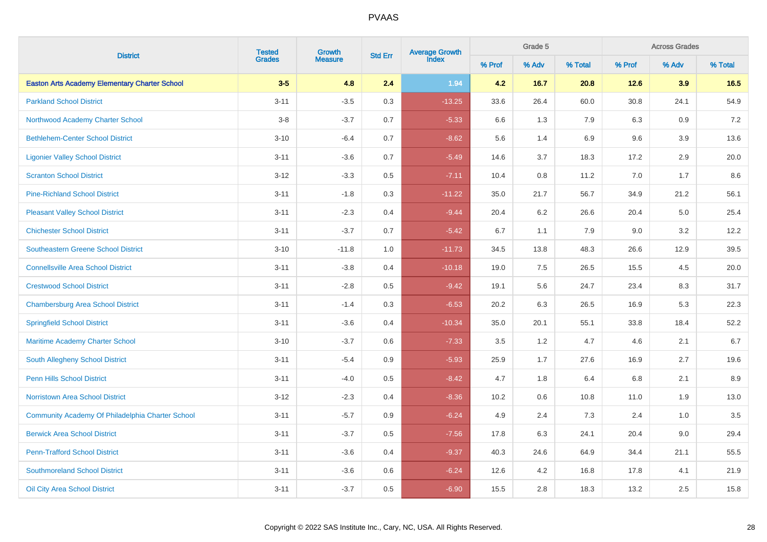# PVAAS

| District | Tested Grades | Growth Measure | Std Err | Average Growth Index | Grade 5 | | | Across Grades | | |
|---|---|---|---|---|---|---|---|---|---|---|
| | | | | | % Prof | % Adv | % Total | % Prof | % Adv | % Total |
| **Easton Arts Academy Elementary Charter School** | **3-5** | **4.8** | **2.4** | **1.94** | **4.2** | **16.7** | **20.8** | **12.6** | **3.9** | **16.5** |
| Parkland School District | 3-11 | -3.5 | 0.3 | -13.25 | 33.6 | 26.4 | 60.0 | 30.8 | 24.1 | 54.9 |
| Northwood Academy Charter School | 3-8 | -3.7 | 0.7 | -5.33 | 6.6 | 1.3 | 7.9 | 6.3 | 0.9 | 7.2 |
| Bethlehem-Center School District | 3-10 | -6.4 | 0.7 | -8.62 | 5.6 | 1.4 | 6.9 | 9.6 | 3.9 | 13.6 |
| Ligonier Valley School District | 3-11 | -3.6 | 0.7 | -5.49 | 14.6 | 3.7 | 18.3 | 17.2 | 2.9 | 20.0 |
| Scranton School District | 3-12 | -3.3 | 0.5 | -7.11 | 10.4 | 0.8 | 11.2 | 7.0 | 1.7 | 8.6 |
| Pine-Richland School District | 3-11 | -1.8 | 0.3 | -11.22 | 35.0 | 21.7 | 56.7 | 34.9 | 21.2 | 56.1 |
| Pleasant Valley School District | 3-11 | -2.3 | 0.4 | -9.44 | 20.4 | 6.2 | 26.6 | 20.4 | 5.0 | 25.4 |
| Chichester School District | 3-11 | -3.7 | 0.7 | -5.42 | 6.7 | 1.1 | 7.9 | 9.0 | 3.2 | 12.2 |
| Southeastern Greene School District | 3-10 | -11.8 | 1.0 | -11.73 | 34.5 | 13.8 | 48.3 | 26.6 | 12.9 | 39.5 |
| Connellsville Area School District | 3-11 | -3.8 | 0.4 | -10.18 | 19.0 | 7.5 | 26.5 | 15.5 | 4.5 | 20.0 |
| Crestwood School District | 3-11 | -2.8 | 0.5 | -9.42 | 19.1 | 5.6 | 24.7 | 23.4 | 8.3 | 31.7 |
| Chambersburg Area School District | 3-11 | -1.4 | 0.3 | -6.53 | 20.2 | 6.3 | 26.5 | 16.9 | 5.3 | 22.3 |
| Springfield School District | 3-11 | -3.6 | 0.4 | -10.34 | 35.0 | 20.1 | 55.1 | 33.8 | 18.4 | 52.2 |
| Maritime Academy Charter School | 3-10 | -3.7 | 0.6 | -7.33 | 3.5 | 1.2 | 4.7 | 4.6 | 2.1 | 6.7 |
| South Allegheny School District | 3-11 | -5.4 | 0.9 | -5.93 | 25.9 | 1.7 | 27.6 | 16.9 | 2.7 | 19.6 |
| Penn Hills School District | 3-11 | -4.0 | 0.5 | -8.42 | 4.7 | 1.8 | 6.4 | 6.8 | 2.1 | 8.9 |
| Norristown Area School District | 3-12 | -2.3 | 0.4 | -8.36 | 10.2 | 0.6 | 10.8 | 11.0 | 1.9 | 13.0 |
| Community Academy Of Philadelphia Charter School | 3-11 | -5.7 | 0.9 | -6.24 | 4.9 | 2.4 | 7.3 | 2.4 | 1.0 | 3.5 |
| Berwick Area School District | 3-11 | -3.7 | 0.5 | -7.56 | 17.8 | 6.3 | 24.1 | 20.4 | 9.0 | 29.4 |
| Penn-Trafford School District | 3-11 | -3.6 | 0.4 | -9.37 | 40.3 | 24.6 | 64.9 | 34.4 | 21.1 | 55.5 |
| Southmoreland School District | 3-11 | -3.6 | 0.6 | -6.24 | 12.6 | 4.2 | 16.8 | 17.8 | 4.1 | 21.9 |
| Oil City Area School District | 3-11 | -3.7 | 0.5 | -6.90 | 15.5 | 2.8 | 18.3 | 13.2 | 2.5 | 15.8 |

Copyright © 2022 SAS Institute Inc., Cary, NC, USA. All Rights Reserved.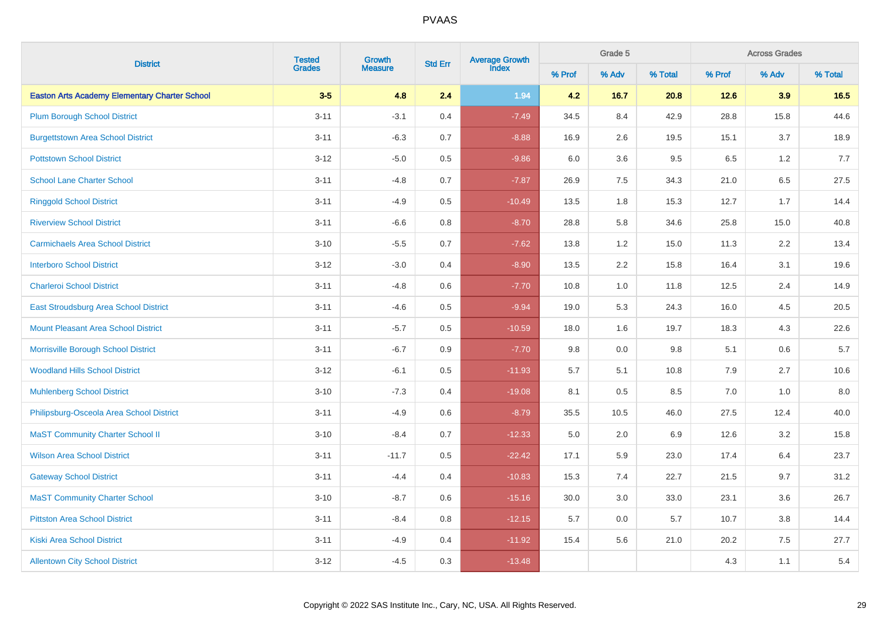PVAAS

| District | Tested Grades | Growth Measure | Std Err | Average Growth Index | Grade 5 | | | Across Grades | | |
|---|---|---|---|---|---|---|---|---|---|---|
| | | | | | % Prof | % Adv | % Total | % Prof | % Adv | % Total |
| **Easton Arts Academy Elementary Charter School** | **3-5** | **4.8** | **2.4** | **1.94** | **4.2** | **16.7** | **20.8** | **12.6** | **3.9** | **16.5** |
| Plum Borough School District | 3-11 | -3.1 | 0.4 | -7.49 | 34.5 | 8.4 | 42.9 | 28.8 | 15.8 | 44.6 |
| Burgettstown Area School District | 3-11 | -6.3 | 0.7 | -8.88 | 16.9 | 2.6 | 19.5 | 15.1 | 3.7 | 18.9 |
| Pottstown School District | 3-12 | -5.0 | 0.5 | -9.86 | 6.0 | 3.6 | 9.5 | 6.5 | 1.2 | 7.7 |
| School Lane Charter School | 3-11 | -4.8 | 0.7 | -7.87 | 26.9 | 7.5 | 34.3 | 21.0 | 6.5 | 27.5 |
| Ringgold School District | 3-11 | -4.9 | 0.5 | -10.49 | 13.5 | 1.8 | 15.3 | 12.7 | 1.7 | 14.4 |
| Riverview School District | 3-11 | -6.6 | 0.8 | -8.70 | 28.8 | 5.8 | 34.6 | 25.8 | 15.0 | 40.8 |
| Carmichaels Area School District | 3-10 | -5.5 | 0.7 | -7.62 | 13.8 | 1.2 | 15.0 | 11.3 | 2.2 | 13.4 |
| Interboro School District | 3-12 | -3.0 | 0.4 | -8.90 | 13.5 | 2.2 | 15.8 | 16.4 | 3.1 | 19.6 |
| Charleroi School District | 3-11 | -4.8 | 0.6 | -7.70 | 10.8 | 1.0 | 11.8 | 12.5 | 2.4 | 14.9 |
| East Stroudsburg Area School District | 3-11 | -4.6 | 0.5 | -9.94 | 19.0 | 5.3 | 24.3 | 16.0 | 4.5 | 20.5 |
| Mount Pleasant Area School District | 3-11 | -5.7 | 0.5 | -10.59 | 18.0 | 1.6 | 19.7 | 18.3 | 4.3 | 22.6 |
| Morrisville Borough School District | 3-11 | -6.7 | 0.9 | -7.70 | 9.8 | 0.0 | 9.8 | 5.1 | 0.6 | 5.7 |
| Woodland Hills School District | 3-12 | -6.1 | 0.5 | -11.93 | 5.7 | 5.1 | 10.8 | 7.9 | 2.7 | 10.6 |
| Muhlenberg School District | 3-10 | -7.3 | 0.4 | -19.08 | 8.1 | 0.5 | 8.5 | 7.0 | 1.0 | 8.0 |
| Philipsburg-Osceola Area School District | 3-11 | -4.9 | 0.6 | -8.79 | 35.5 | 10.5 | 46.0 | 27.5 | 12.4 | 40.0 |
| MaST Community Charter School II | 3-10 | -8.4 | 0.7 | -12.33 | 5.0 | 2.0 | 6.9 | 12.6 | 3.2 | 15.8 |
| Wilson Area School District | 3-11 | -11.7 | 0.5 | -22.42 | 17.1 | 5.9 | 23.0 | 17.4 | 6.4 | 23.7 |
| Gateway School District | 3-11 | -4.4 | 0.4 | -10.83 | 15.3 | 7.4 | 22.7 | 21.5 | 9.7 | 31.2 |
| MaST Community Charter School | 3-10 | -8.7 | 0.6 | -15.16 | 30.0 | 3.0 | 33.0 | 23.1 | 3.6 | 26.7 |
| Pittston Area School District | 3-11 | -8.4 | 0.8 | -12.15 | 5.7 | 0.0 | 5.7 | 10.7 | 3.8 | 14.4 |
| Kiski Area School District | 3-11 | -4.9 | 0.4 | -11.92 | 15.4 | 5.6 | 21.0 | 20.2 | 7.5 | 27.7 |
| Allentown City School District | 3-12 | -4.5 | 0.3 | -13.48 | | | | 4.3 | 1.1 | 5.4 |

Copyright © 2022 SAS Institute Inc., Cary, NC, USA. All Rights Reserved.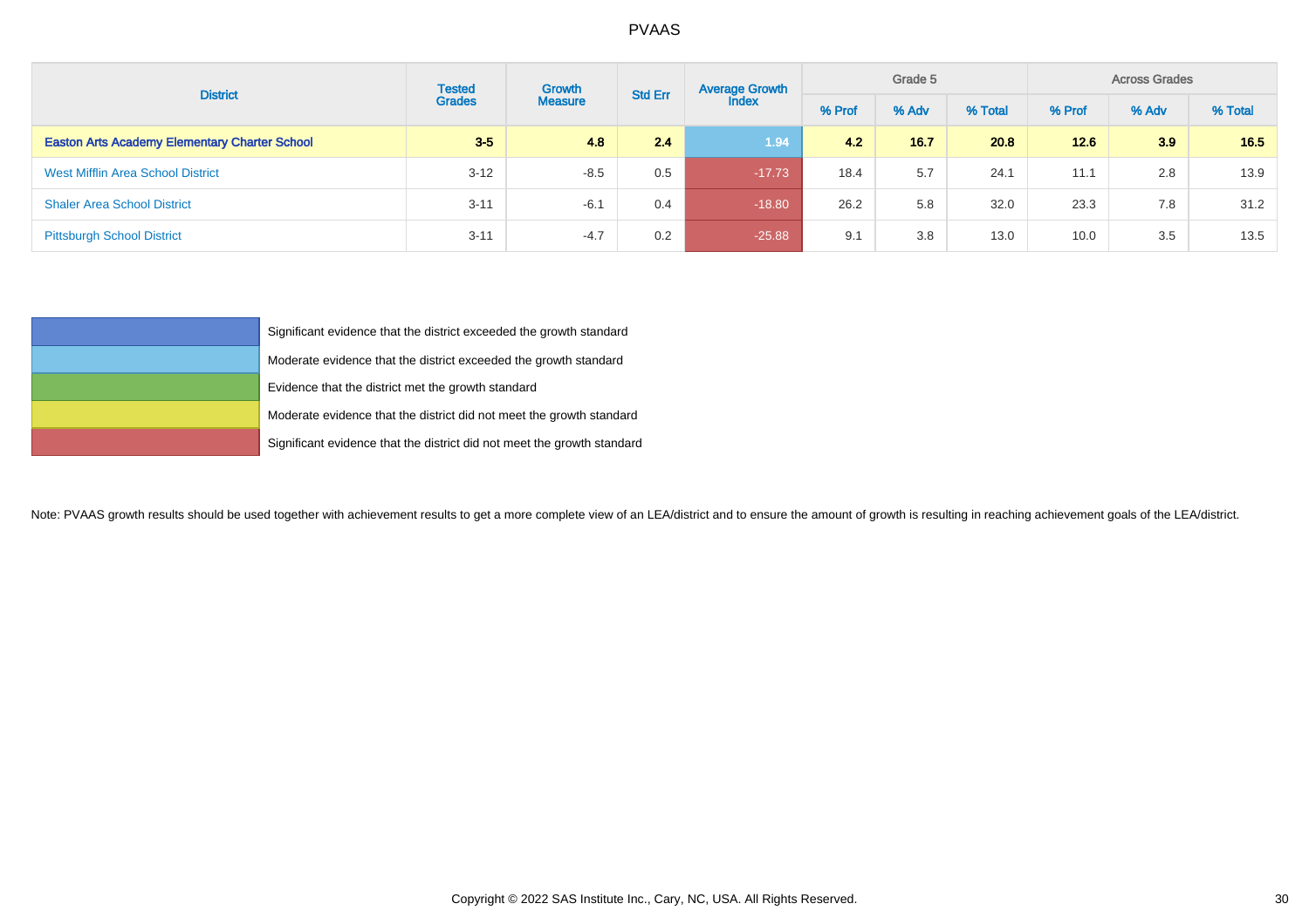# PVAAS

| District | Tested Grades | Growth Measure | Std Err | Average Growth Index | Grade 5 | | | Across Grades | | |
|---|---|---|---|---|---|---|---|---|---|---|
| | | | | | % Prof | % Adv | % Total | % Prof | % Adv | % Total |
| **Easton Arts Academy Elementary Charter School** | **3-5** | **4.8** | **2.4** | **1.94** | **4.2** | **16.7** | **20.8** | **12.6** | **3.9** | **16.5** |
| West Mifflin Area School District | 3-12 | -8.5 | 0.5 | -17.73 | 18.4 | 5.7 | 24.1 | 11.1 | 2.8 | 13.9 |
| Shaler Area School District | 3-11 | -6.1 | 0.4 | -18.80 | 26.2 | 5.8 | 32.0 | 23.3 | 7.8 | 31.2 |
| Pittsburgh School District | 3-11 | -4.7 | 0.2 | -25.88 | 9.1 | 3.8 | 13.0 | 10.0 | 3.5 | 13.5 |

- Significant evidence that the district exceeded the growth standard
- Moderate evidence that the district exceeded the growth standard
- Evidence that the district met the growth standard
- Moderate evidence that the district did not meet the growth standard
- Significant evidence that the district did not meet the growth standard

Note: PVAAS growth results should be used together with achievement results to get a more complete view of an LEA/district and to ensure the amount of growth is resulting in reaching achievement goals of the LEA/district.

Copyright © 2022 SAS Institute Inc., Cary, NC, USA. All Rights Reserved.